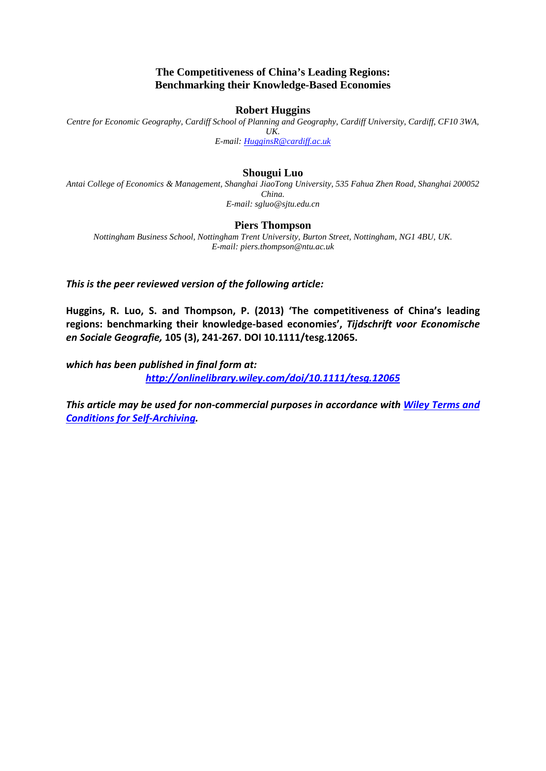# The Competitiveness of China's Leading Regions: Benchmarking their Knowledge-Based Economies

**Robert Huggins**

*Centre for Economic Geography, Cardiff School of Planning and Geography, Cardiff University, Cardiff, CF10 3WA, UK.*
*E-mail: HugginsR@cardiff.ac.uk*

**Shougui Luo**

*Antai College of Economics & Management, Shanghai JiaoTong University, 535 Fahua Zhen Road, Shanghai 200052 China.*
*E-mail: sgluo@sjtu.edu.cn*

**Piers Thompson**

*Nottingham Business School, Nottingham Trent University, Burton Street, Nottingham, NG1 4BU, UK.*
*E-mail: piers.thompson@ntu.ac.uk*

***This is the peer reviewed version of the following article:***

**Huggins, R. Luo, S. and Thompson, P. (2013) 'The competitiveness of China's leading regions: benchmarking their knowledge-based economies', *Tijdschrift voor Economische en Sociale Geografie,* 105 (3), 241-267. DOI 10.1111/tesg.12065.**

***which has been published in final form at:***
***http://onlinelibrary.wiley.com/doi/10.1111/tesg.12065***

***This article may be used for non-commercial purposes in accordance with Wiley Terms and Conditions for Self-Archiving.***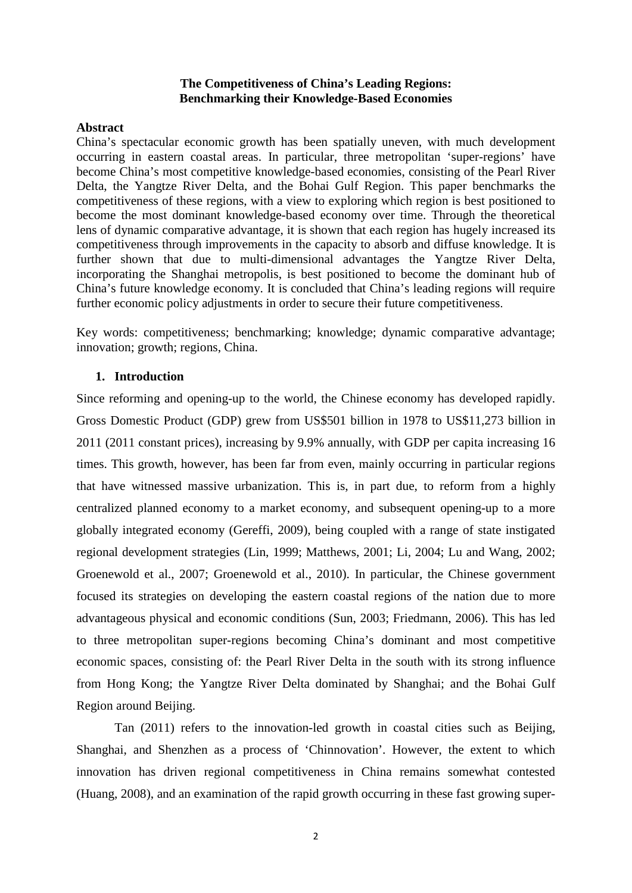**The Competitiveness of China's Leading Regions: Benchmarking their Knowledge-Based Economies**

**Abstract**

China's spectacular economic growth has been spatially uneven, with much development occurring in eastern coastal areas. In particular, three metropolitan 'super-regions' have become China's most competitive knowledge-based economies, consisting of the Pearl River Delta, the Yangtze River Delta, and the Bohai Gulf Region. This paper benchmarks the competitiveness of these regions, with a view to exploring which region is best positioned to become the most dominant knowledge-based economy over time. Through the theoretical lens of dynamic comparative advantage, it is shown that each region has hugely increased its competitiveness through improvements in the capacity to absorb and diffuse knowledge. It is further shown that due to multi-dimensional advantages the Yangtze River Delta, incorporating the Shanghai metropolis, is best positioned to become the dominant hub of China's future knowledge economy. It is concluded that China's leading regions will require further economic policy adjustments in order to secure their future competitiveness.

Key words: competitiveness; benchmarking; knowledge; dynamic comparative advantage; innovation; growth; regions, China.

## 1. Introduction

Since reforming and opening-up to the world, the Chinese economy has developed rapidly. Gross Domestic Product (GDP) grew from US$501 billion in 1978 to US$11,273 billion in 2011 (2011 constant prices), increasing by 9.9% annually, with GDP per capita increasing 16 times. This growth, however, has been far from even, mainly occurring in particular regions that have witnessed massive urbanization. This is, in part due, to reform from a highly centralized planned economy to a market economy, and subsequent opening-up to a more globally integrated economy (Gereffi, 2009), being coupled with a range of state instigated regional development strategies (Lin, 1999; Matthews, 2001; Li, 2004; Lu and Wang, 2002; Groenewold et al., 2007; Groenewold et al., 2010). In particular, the Chinese government focused its strategies on developing the eastern coastal regions of the nation due to more advantageous physical and economic conditions (Sun, 2003; Friedmann, 2006). This has led to three metropolitan super-regions becoming China's dominant and most competitive economic spaces, consisting of: the Pearl River Delta in the south with its strong influence from Hong Kong; the Yangtze River Delta dominated by Shanghai; and the Bohai Gulf Region around Beijing.

Tan (2011) refers to the innovation-led growth in coastal cities such as Beijing, Shanghai, and Shenzhen as a process of 'Chinnovation'. However, the extent to which innovation has driven regional competitiveness in China remains somewhat contested (Huang, 2008), and an examination of the rapid growth occurring in these fast growing super-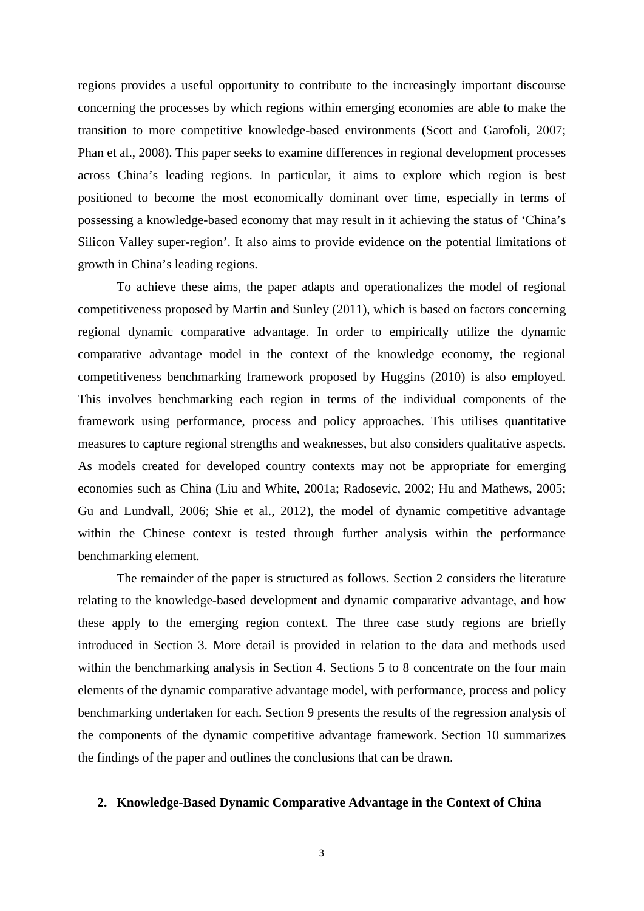regions provides a useful opportunity to contribute to the increasingly important discourse concerning the processes by which regions within emerging economies are able to make the transition to more competitive knowledge-based environments (Scott and Garofoli, 2007; Phan et al., 2008). This paper seeks to examine differences in regional development processes across China's leading regions. In particular, it aims to explore which region is best positioned to become the most economically dominant over time, especially in terms of possessing a knowledge-based economy that may result in it achieving the status of 'China's Silicon Valley super-region'. It also aims to provide evidence on the potential limitations of growth in China's leading regions.

To achieve these aims, the paper adapts and operationalizes the model of regional competitiveness proposed by Martin and Sunley (2011), which is based on factors concerning regional dynamic comparative advantage. In order to empirically utilize the dynamic comparative advantage model in the context of the knowledge economy, the regional competitiveness benchmarking framework proposed by Huggins (2010) is also employed. This involves benchmarking each region in terms of the individual components of the framework using performance, process and policy approaches. This utilises quantitative measures to capture regional strengths and weaknesses, but also considers qualitative aspects. As models created for developed country contexts may not be appropriate for emerging economies such as China (Liu and White, 2001a; Radosevic, 2002; Hu and Mathews, 2005; Gu and Lundvall, 2006; Shie et al., 2012), the model of dynamic competitive advantage within the Chinese context is tested through further analysis within the performance benchmarking element.

The remainder of the paper is structured as follows. Section 2 considers the literature relating to the knowledge-based development and dynamic comparative advantage, and how these apply to the emerging region context. The three case study regions are briefly introduced in Section 3. More detail is provided in relation to the data and methods used within the benchmarking analysis in Section 4. Sections 5 to 8 concentrate on the four main elements of the dynamic comparative advantage model, with performance, process and policy benchmarking undertaken for each. Section 9 presents the results of the regression analysis of the components of the dynamic competitive advantage framework. Section 10 summarizes the findings of the paper and outlines the conclusions that can be drawn.

## 2. Knowledge-Based Dynamic Comparative Advantage in the Context of China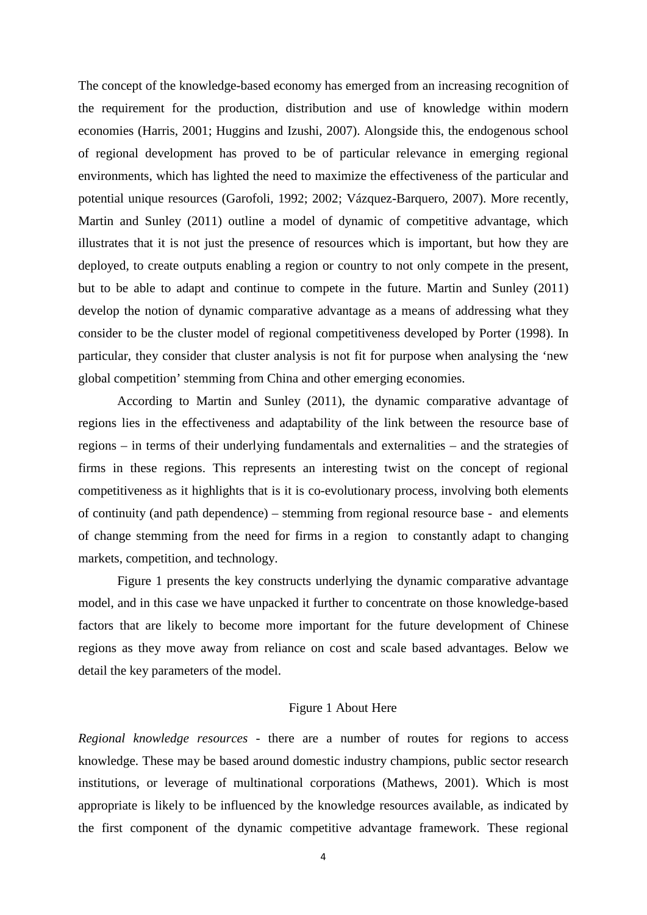The concept of the knowledge-based economy has emerged from an increasing recognition of the requirement for the production, distribution and use of knowledge within modern economies (Harris, 2001; Huggins and Izushi, 2007). Alongside this, the endogenous school of regional development has proved to be of particular relevance in emerging regional environments, which has lighted the need to maximize the effectiveness of the particular and potential unique resources (Garofoli, 1992; 2002; Vázquez-Barquero, 2007). More recently, Martin and Sunley (2011) outline a model of dynamic of competitive advantage, which illustrates that it is not just the presence of resources which is important, but how they are deployed, to create outputs enabling a region or country to not only compete in the present, but to be able to adapt and continue to compete in the future. Martin and Sunley (2011) develop the notion of dynamic comparative advantage as a means of addressing what they consider to be the cluster model of regional competitiveness developed by Porter (1998). In particular, they consider that cluster analysis is not fit for purpose when analysing the 'new global competition' stemming from China and other emerging economies.

According to Martin and Sunley (2011), the dynamic comparative advantage of regions lies in the effectiveness and adaptability of the link between the resource base of regions – in terms of their underlying fundamentals and externalities – and the strategies of firms in these regions. This represents an interesting twist on the concept of regional competitiveness as it highlights that is it is co-evolutionary process, involving both elements of continuity (and path dependence) – stemming from regional resource base - and elements of change stemming from the need for firms in a region to constantly adapt to changing markets, competition, and technology.

Figure 1 presents the key constructs underlying the dynamic comparative advantage model, and in this case we have unpacked it further to concentrate on those knowledge-based factors that are likely to become more important for the future development of Chinese regions as they move away from reliance on cost and scale based advantages. Below we detail the key parameters of the model.

Figure 1 About Here

*Regional knowledge resources* - there are a number of routes for regions to access knowledge. These may be based around domestic industry champions, public sector research institutions, or leverage of multinational corporations (Mathews, 2001). Which is most appropriate is likely to be influenced by the knowledge resources available, as indicated by the first component of the dynamic competitive advantage framework. These regional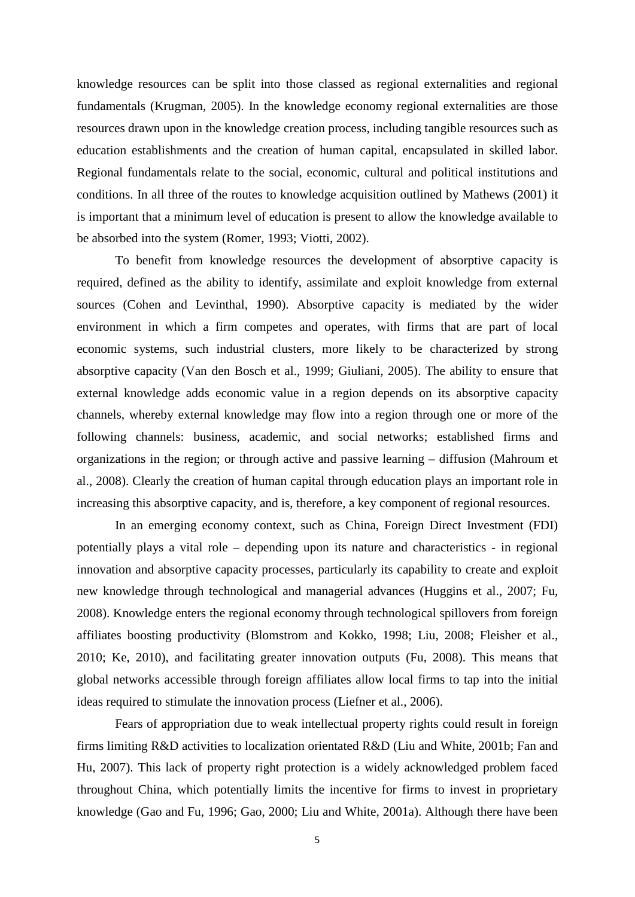knowledge resources can be split into those classed as regional externalities and regional fundamentals (Krugman, 2005). In the knowledge economy regional externalities are those resources drawn upon in the knowledge creation process, including tangible resources such as education establishments and the creation of human capital, encapsulated in skilled labor. Regional fundamentals relate to the social, economic, cultural and political institutions and conditions. In all three of the routes to knowledge acquisition outlined by Mathews (2001) it is important that a minimum level of education is present to allow the knowledge available to be absorbed into the system (Romer, 1993; Viotti, 2002).

To benefit from knowledge resources the development of absorptive capacity is required, defined as the ability to identify, assimilate and exploit knowledge from external sources (Cohen and Levinthal, 1990). Absorptive capacity is mediated by the wider environment in which a firm competes and operates, with firms that are part of local economic systems, such industrial clusters, more likely to be characterized by strong absorptive capacity (Van den Bosch et al., 1999; Giuliani, 2005). The ability to ensure that external knowledge adds economic value in a region depends on its absorptive capacity channels, whereby external knowledge may flow into a region through one or more of the following channels: business, academic, and social networks; established firms and organizations in the region; or through active and passive learning – diffusion (Mahroum et al., 2008). Clearly the creation of human capital through education plays an important role in increasing this absorptive capacity, and is, therefore, a key component of regional resources.

In an emerging economy context, such as China, Foreign Direct Investment (FDI) potentially plays a vital role – depending upon its nature and characteristics - in regional innovation and absorptive capacity processes, particularly its capability to create and exploit new knowledge through technological and managerial advances (Huggins et al., 2007; Fu, 2008). Knowledge enters the regional economy through technological spillovers from foreign affiliates boosting productivity (Blomstrom and Kokko, 1998; Liu, 2008; Fleisher et al., 2010; Ke, 2010), and facilitating greater innovation outputs (Fu, 2008). This means that global networks accessible through foreign affiliates allow local firms to tap into the initial ideas required to stimulate the innovation process (Liefner et al., 2006).

Fears of appropriation due to weak intellectual property rights could result in foreign firms limiting R&D activities to localization orientated R&D (Liu and White, 2001b; Fan and Hu, 2007). This lack of property right protection is a widely acknowledged problem faced throughout China, which potentially limits the incentive for firms to invest in proprietary knowledge (Gao and Fu, 1996; Gao, 2000; Liu and White, 2001a). Although there have been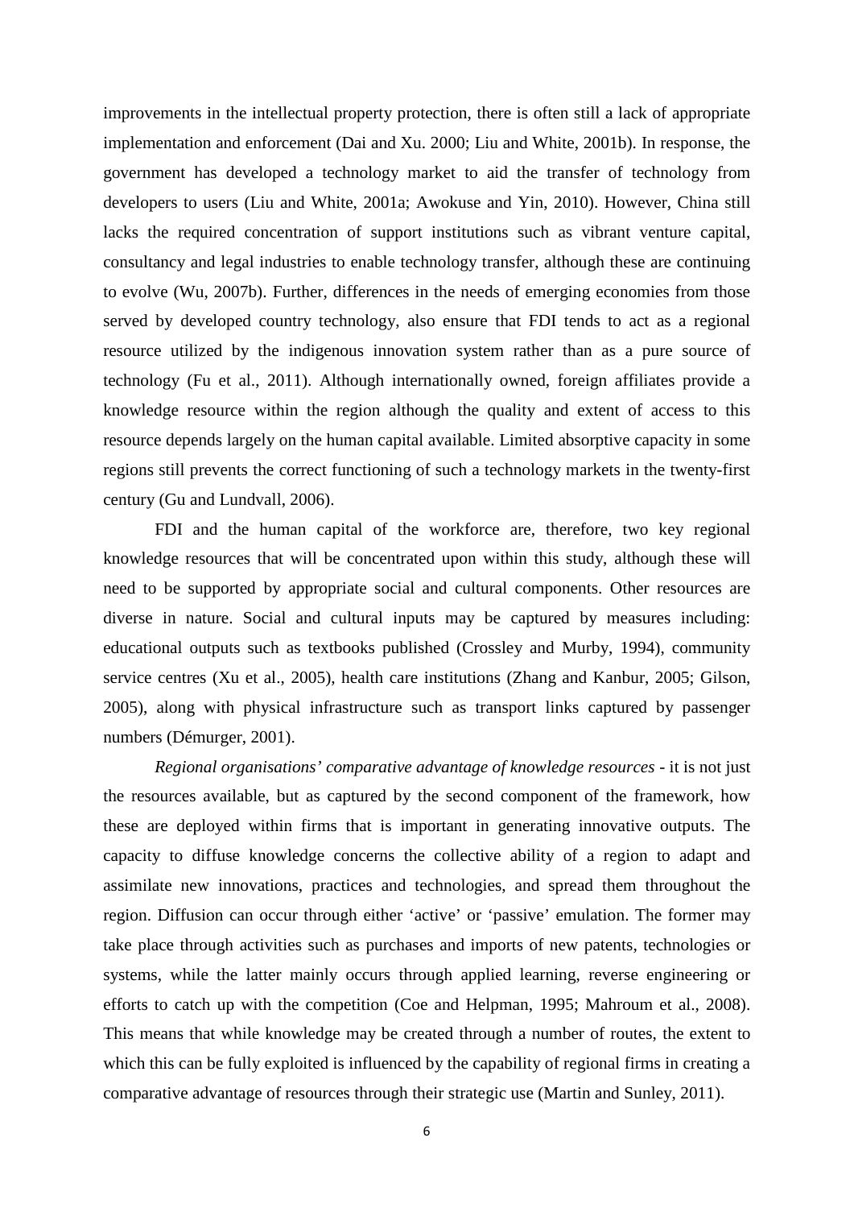improvements in the intellectual property protection, there is often still a lack of appropriate implementation and enforcement (Dai and Xu. 2000; Liu and White, 2001b). In response, the government has developed a technology market to aid the transfer of technology from developers to users (Liu and White, 2001a; Awokuse and Yin, 2010). However, China still lacks the required concentration of support institutions such as vibrant venture capital, consultancy and legal industries to enable technology transfer, although these are continuing to evolve (Wu, 2007b). Further, differences in the needs of emerging economies from those served by developed country technology, also ensure that FDI tends to act as a regional resource utilized by the indigenous innovation system rather than as a pure source of technology (Fu et al., 2011). Although internationally owned, foreign affiliates provide a knowledge resource within the region although the quality and extent of access to this resource depends largely on the human capital available. Limited absorptive capacity in some regions still prevents the correct functioning of such a technology markets in the twenty-first century (Gu and Lundvall, 2006).

FDI and the human capital of the workforce are, therefore, two key regional knowledge resources that will be concentrated upon within this study, although these will need to be supported by appropriate social and cultural components. Other resources are diverse in nature. Social and cultural inputs may be captured by measures including: educational outputs such as textbooks published (Crossley and Murby, 1994), community service centres (Xu et al., 2005), health care institutions (Zhang and Kanbur, 2005; Gilson, 2005), along with physical infrastructure such as transport links captured by passenger numbers (Démurger, 2001).

*Regional organisations' comparative advantage of knowledge resources* - it is not just the resources available, but as captured by the second component of the framework, how these are deployed within firms that is important in generating innovative outputs. The capacity to diffuse knowledge concerns the collective ability of a region to adapt and assimilate new innovations, practices and technologies, and spread them throughout the region. Diffusion can occur through either 'active' or 'passive' emulation. The former may take place through activities such as purchases and imports of new patents, technologies or systems, while the latter mainly occurs through applied learning, reverse engineering or efforts to catch up with the competition (Coe and Helpman, 1995; Mahroum et al., 2008). This means that while knowledge may be created through a number of routes, the extent to which this can be fully exploited is influenced by the capability of regional firms in creating a comparative advantage of resources through their strategic use (Martin and Sunley, 2011).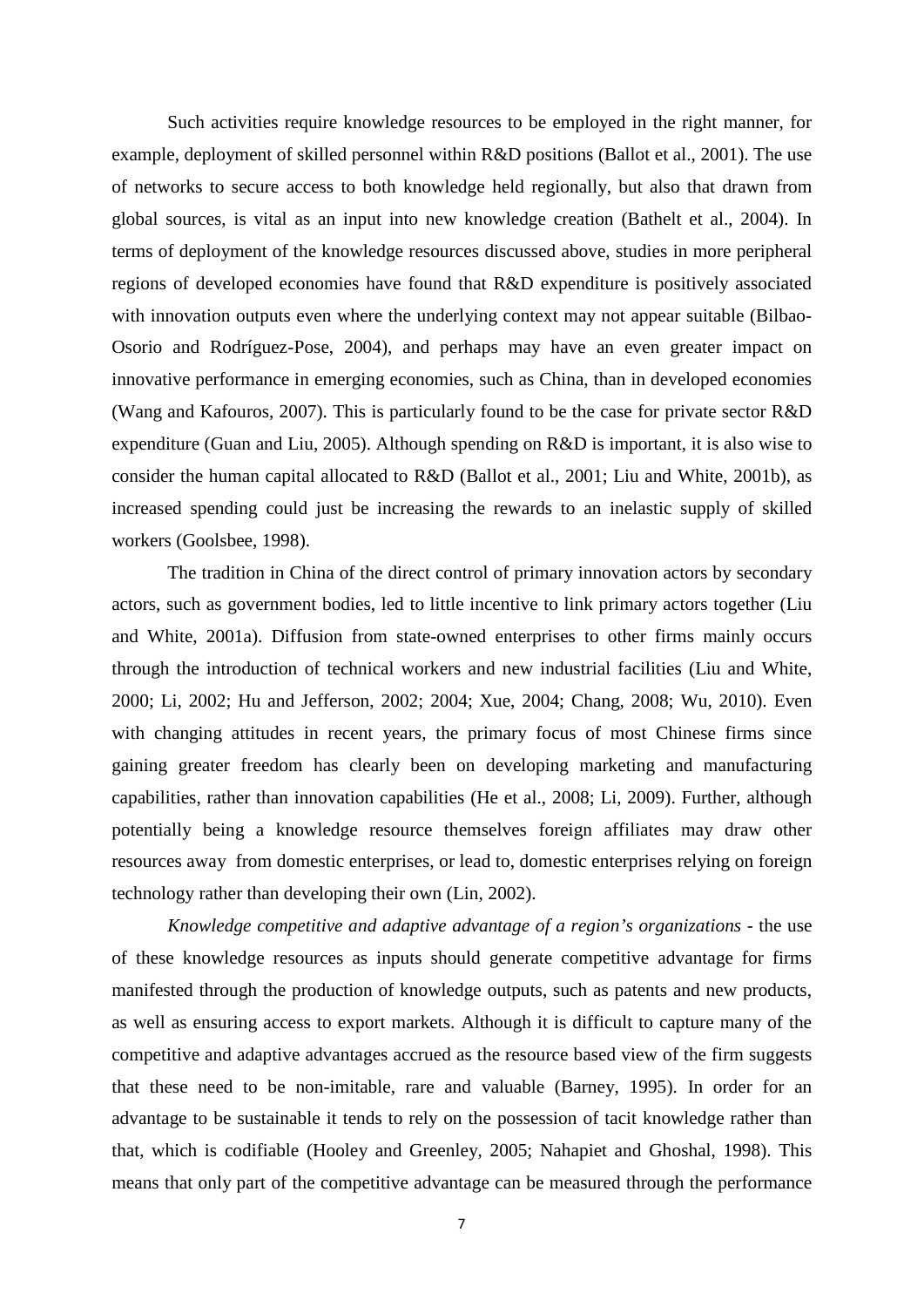Such activities require knowledge resources to be employed in the right manner, for example, deployment of skilled personnel within R&D positions (Ballot et al., 2001). The use of networks to secure access to both knowledge held regionally, but also that drawn from global sources, is vital as an input into new knowledge creation (Bathelt et al., 2004). In terms of deployment of the knowledge resources discussed above, studies in more peripheral regions of developed economies have found that R&D expenditure is positively associated with innovation outputs even where the underlying context may not appear suitable (Bilbao-Osorio and Rodríguez-Pose, 2004), and perhaps may have an even greater impact on innovative performance in emerging economies, such as China, than in developed economies (Wang and Kafouros, 2007). This is particularly found to be the case for private sector R&D expenditure (Guan and Liu, 2005). Although spending on R&D is important, it is also wise to consider the human capital allocated to R&D (Ballot et al., 2001; Liu and White, 2001b), as increased spending could just be increasing the rewards to an inelastic supply of skilled workers (Goolsbee, 1998).

The tradition in China of the direct control of primary innovation actors by secondary actors, such as government bodies, led to little incentive to link primary actors together (Liu and White, 2001a). Diffusion from state-owned enterprises to other firms mainly occurs through the introduction of technical workers and new industrial facilities (Liu and White, 2000; Li, 2002; Hu and Jefferson, 2002; 2004; Xue, 2004; Chang, 2008; Wu, 2010). Even with changing attitudes in recent years, the primary focus of most Chinese firms since gaining greater freedom has clearly been on developing marketing and manufacturing capabilities, rather than innovation capabilities (He et al., 2008; Li, 2009). Further, although potentially being a knowledge resource themselves foreign affiliates may draw other resources away from domestic enterprises, or lead to, domestic enterprises relying on foreign technology rather than developing their own (Lin, 2002).

*Knowledge competitive and adaptive advantage of a region's organizations* - the use of these knowledge resources as inputs should generate competitive advantage for firms manifested through the production of knowledge outputs, such as patents and new products, as well as ensuring access to export markets. Although it is difficult to capture many of the competitive and adaptive advantages accrued as the resource based view of the firm suggests that these need to be non-imitable, rare and valuable (Barney, 1995). In order for an advantage to be sustainable it tends to rely on the possession of tacit knowledge rather than that, which is codifiable (Hooley and Greenley, 2005; Nahapiet and Ghoshal, 1998). This means that only part of the competitive advantage can be measured through the performance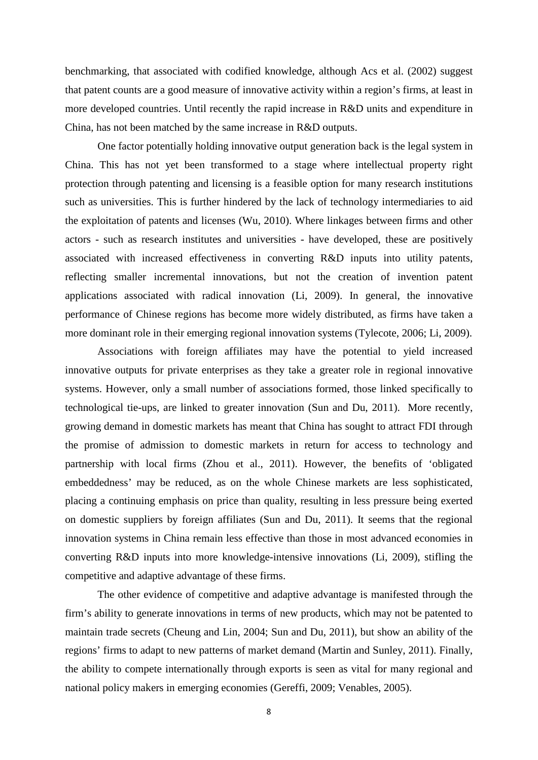benchmarking, that associated with codified knowledge, although Acs et al. (2002) suggest that patent counts are a good measure of innovative activity within a region's firms, at least in more developed countries. Until recently the rapid increase in R&D units and expenditure in China, has not been matched by the same increase in R&D outputs.

One factor potentially holding innovative output generation back is the legal system in China. This has not yet been transformed to a stage where intellectual property right protection through patenting and licensing is a feasible option for many research institutions such as universities. This is further hindered by the lack of technology intermediaries to aid the exploitation of patents and licenses (Wu, 2010). Where linkages between firms and other actors - such as research institutes and universities - have developed, these are positively associated with increased effectiveness in converting R&D inputs into utility patents, reflecting smaller incremental innovations, but not the creation of invention patent applications associated with radical innovation (Li, 2009). In general, the innovative performance of Chinese regions has become more widely distributed, as firms have taken a more dominant role in their emerging regional innovation systems (Tylecote, 2006; Li, 2009).

Associations with foreign affiliates may have the potential to yield increased innovative outputs for private enterprises as they take a greater role in regional innovative systems. However, only a small number of associations formed, those linked specifically to technological tie-ups, are linked to greater innovation (Sun and Du, 2011). More recently, growing demand in domestic markets has meant that China has sought to attract FDI through the promise of admission to domestic markets in return for access to technology and partnership with local firms (Zhou et al., 2011). However, the benefits of 'obligated embeddedness' may be reduced, as on the whole Chinese markets are less sophisticated, placing a continuing emphasis on price than quality, resulting in less pressure being exerted on domestic suppliers by foreign affiliates (Sun and Du, 2011). It seems that the regional innovation systems in China remain less effective than those in most advanced economies in converting R&D inputs into more knowledge-intensive innovations (Li, 2009), stifling the competitive and adaptive advantage of these firms.

The other evidence of competitive and adaptive advantage is manifested through the firm's ability to generate innovations in terms of new products, which may not be patented to maintain trade secrets (Cheung and Lin, 2004; Sun and Du, 2011), but show an ability of the regions' firms to adapt to new patterns of market demand (Martin and Sunley, 2011). Finally, the ability to compete internationally through exports is seen as vital for many regional and national policy makers in emerging economies (Gereffi, 2009; Venables, 2005).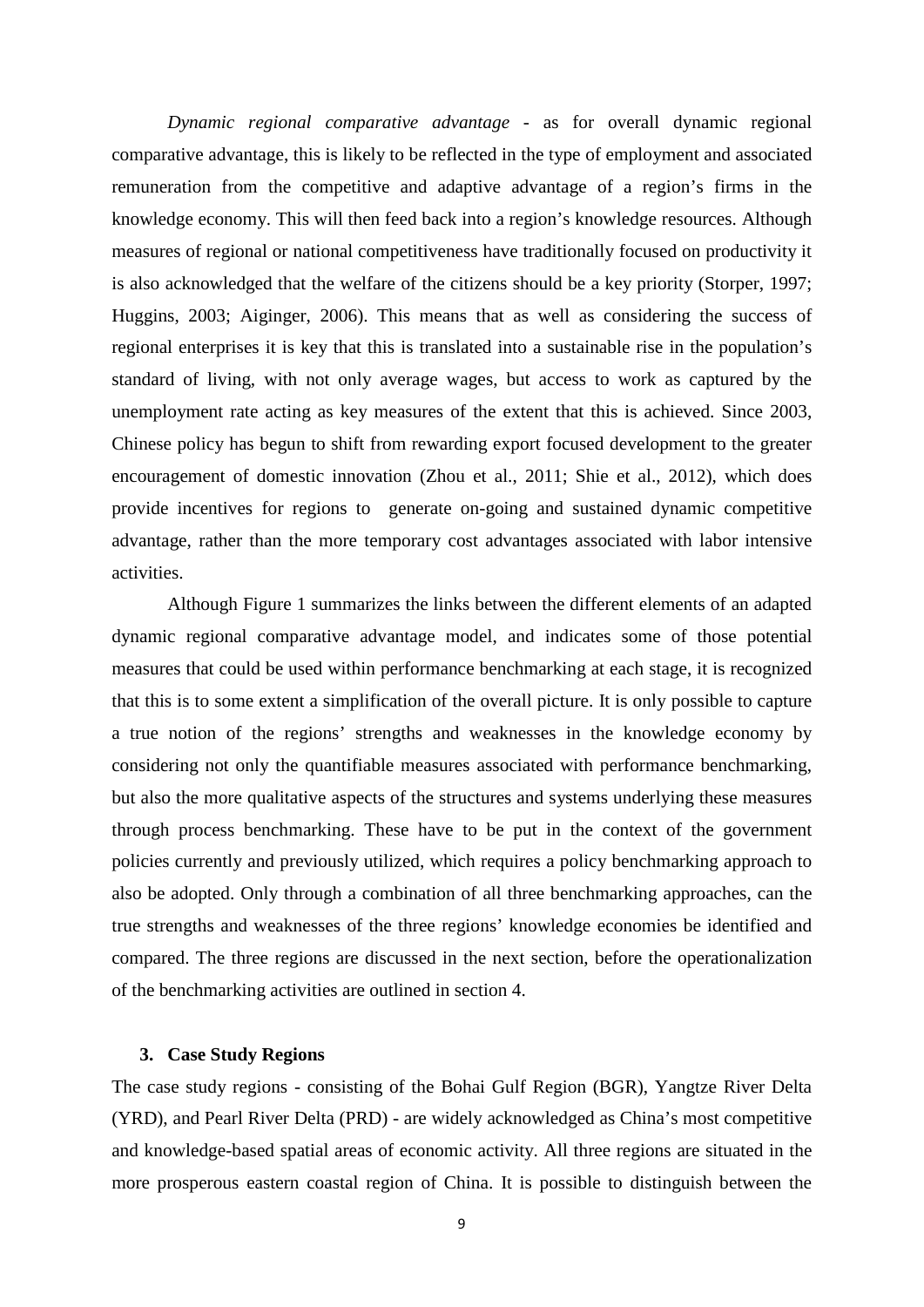*Dynamic regional comparative advantage* - as for overall dynamic regional comparative advantage, this is likely to be reflected in the type of employment and associated remuneration from the competitive and adaptive advantage of a region's firms in the knowledge economy. This will then feed back into a region's knowledge resources. Although measures of regional or national competitiveness have traditionally focused on productivity it is also acknowledged that the welfare of the citizens should be a key priority (Storper, 1997; Huggins, 2003; Aiginger, 2006). This means that as well as considering the success of regional enterprises it is key that this is translated into a sustainable rise in the population's standard of living, with not only average wages, but access to work as captured by the unemployment rate acting as key measures of the extent that this is achieved. Since 2003, Chinese policy has begun to shift from rewarding export focused development to the greater encouragement of domestic innovation (Zhou et al., 2011; Shie et al., 2012), which does provide incentives for regions to generate on-going and sustained dynamic competitive advantage, rather than the more temporary cost advantages associated with labor intensive activities.

Although Figure 1 summarizes the links between the different elements of an adapted dynamic regional comparative advantage model, and indicates some of those potential measures that could be used within performance benchmarking at each stage, it is recognized that this is to some extent a simplification of the overall picture. It is only possible to capture a true notion of the regions' strengths and weaknesses in the knowledge economy by considering not only the quantifiable measures associated with performance benchmarking, but also the more qualitative aspects of the structures and systems underlying these measures through process benchmarking. These have to be put in the context of the government policies currently and previously utilized, which requires a policy benchmarking approach to also be adopted. Only through a combination of all three benchmarking approaches, can the true strengths and weaknesses of the three regions' knowledge economies be identified and compared. The three regions are discussed in the next section, before the operationalization of the benchmarking activities are outlined in section 4.

## 3. Case Study Regions

The case study regions - consisting of the Bohai Gulf Region (BGR), Yangtze River Delta (YRD), and Pearl River Delta (PRD) - are widely acknowledged as China's most competitive and knowledge-based spatial areas of economic activity. All three regions are situated in the more prosperous eastern coastal region of China. It is possible to distinguish between the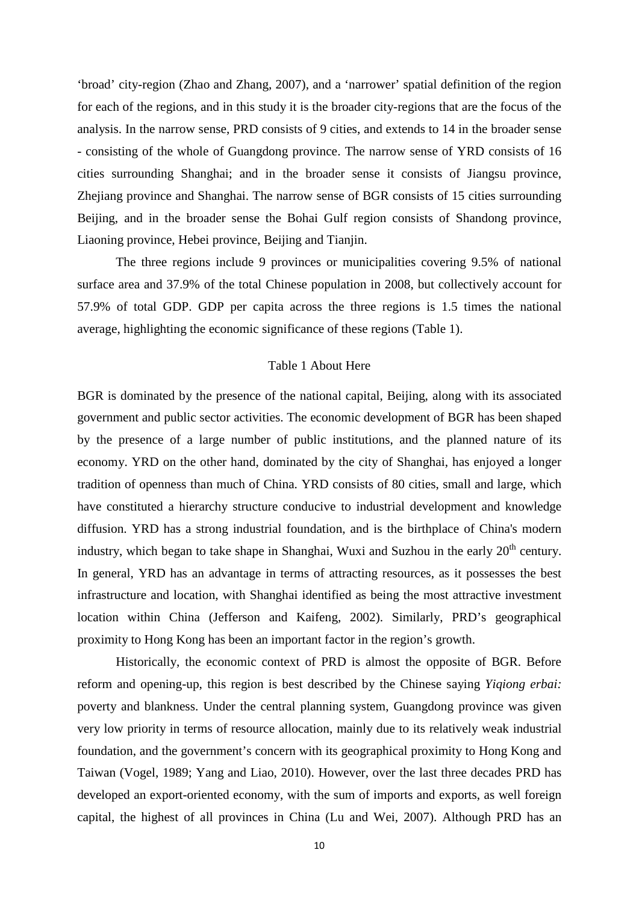'broad' city-region (Zhao and Zhang, 2007), and a 'narrower' spatial definition of the region for each of the regions, and in this study it is the broader city-regions that are the focus of the analysis. In the narrow sense, PRD consists of 9 cities, and extends to 14 in the broader sense - consisting of the whole of Guangdong province. The narrow sense of YRD consists of 16 cities surrounding Shanghai; and in the broader sense it consists of Jiangsu province, Zhejiang province and Shanghai. The narrow sense of BGR consists of 15 cities surrounding Beijing, and in the broader sense the Bohai Gulf region consists of Shandong province, Liaoning province, Hebei province, Beijing and Tianjin.

The three regions include 9 provinces or municipalities covering 9.5% of national surface area and 37.9% of the total Chinese population in 2008, but collectively account for 57.9% of total GDP. GDP per capita across the three regions is 1.5 times the national average, highlighting the economic significance of these regions (Table 1).

Table 1 About Here

BGR is dominated by the presence of the national capital, Beijing, along with its associated government and public sector activities. The economic development of BGR has been shaped by the presence of a large number of public institutions, and the planned nature of its economy. YRD on the other hand, dominated by the city of Shanghai, has enjoyed a longer tradition of openness than much of China. YRD consists of 80 cities, small and large, which have constituted a hierarchy structure conducive to industrial development and knowledge diffusion. YRD has a strong industrial foundation, and is the birthplace of China's modern industry, which began to take shape in Shanghai, Wuxi and Suzhou in the early 20th century. In general, YRD has an advantage in terms of attracting resources, as it possesses the best infrastructure and location, with Shanghai identified as being the most attractive investment location within China (Jefferson and Kaifeng, 2002). Similarly, PRD's geographical proximity to Hong Kong has been an important factor in the region's growth.

Historically, the economic context of PRD is almost the opposite of BGR. Before reform and opening-up, this region is best described by the Chinese saying *Yiqiong erbai:* poverty and blankness. Under the central planning system, Guangdong province was given very low priority in terms of resource allocation, mainly due to its relatively weak industrial foundation, and the government's concern with its geographical proximity to Hong Kong and Taiwan (Vogel, 1989; Yang and Liao, 2010). However, over the last three decades PRD has developed an export-oriented economy, with the sum of imports and exports, as well foreign capital, the highest of all provinces in China (Lu and Wei, 2007). Although PRD has an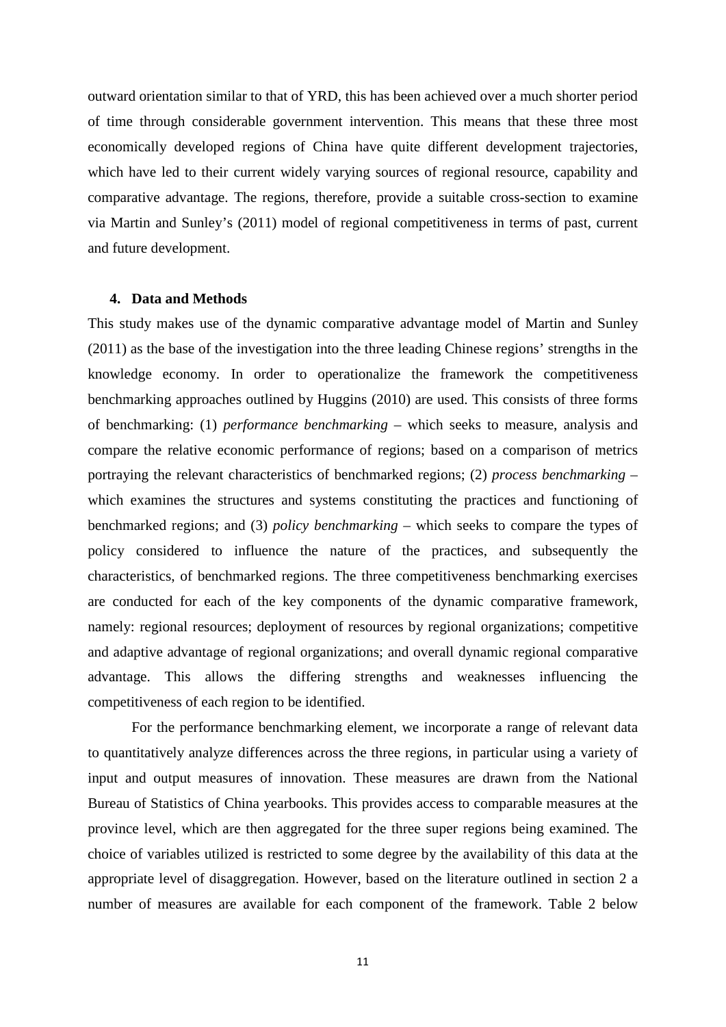outward orientation similar to that of YRD, this has been achieved over a much shorter period of time through considerable government intervention. This means that these three most economically developed regions of China have quite different development trajectories, which have led to their current widely varying sources of regional resource, capability and comparative advantage. The regions, therefore, provide a suitable cross-section to examine via Martin and Sunley's (2011) model of regional competitiveness in terms of past, current and future development.

## 4. Data and Methods

This study makes use of the dynamic comparative advantage model of Martin and Sunley (2011) as the base of the investigation into the three leading Chinese regions' strengths in the knowledge economy. In order to operationalize the framework the competitiveness benchmarking approaches outlined by Huggins (2010) are used. This consists of three forms of benchmarking: (1) *performance benchmarking* – which seeks to measure, analysis and compare the relative economic performance of regions; based on a comparison of metrics portraying the relevant characteristics of benchmarked regions; (2) *process benchmarking* – which examines the structures and systems constituting the practices and functioning of benchmarked regions; and (3) *policy benchmarking* – which seeks to compare the types of policy considered to influence the nature of the practices, and subsequently the characteristics, of benchmarked regions. The three competitiveness benchmarking exercises are conducted for each of the key components of the dynamic comparative framework, namely: regional resources; deployment of resources by regional organizations; competitive and adaptive advantage of regional organizations; and overall dynamic regional comparative advantage. This allows the differing strengths and weaknesses influencing the competitiveness of each region to be identified.

For the performance benchmarking element, we incorporate a range of relevant data to quantitatively analyze differences across the three regions, in particular using a variety of input and output measures of innovation. These measures are drawn from the National Bureau of Statistics of China yearbooks. This provides access to comparable measures at the province level, which are then aggregated for the three super regions being examined. The choice of variables utilized is restricted to some degree by the availability of this data at the appropriate level of disaggregation. However, based on the literature outlined in section 2 a number of measures are available for each component of the framework. Table 2 below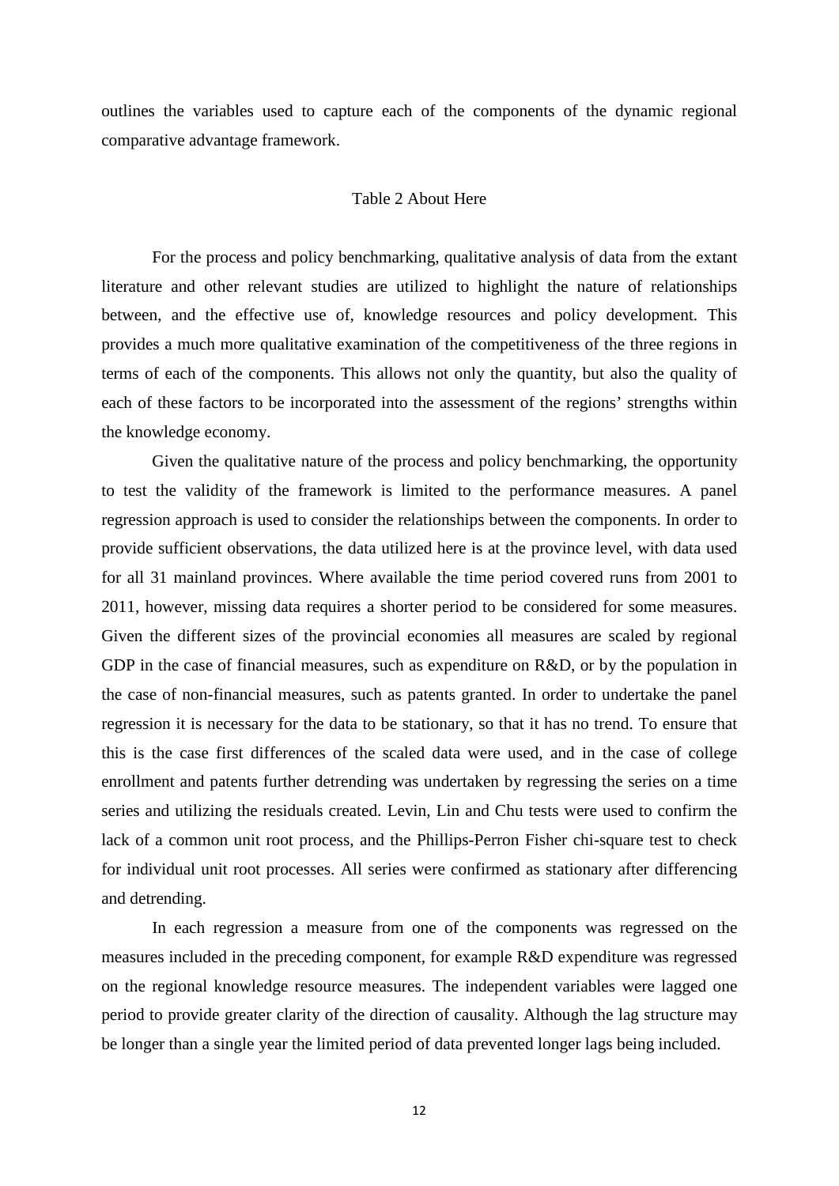outlines the variables used to capture each of the components of the dynamic regional comparative advantage framework.

Table 2 About Here

For the process and policy benchmarking, qualitative analysis of data from the extant literature and other relevant studies are utilized to highlight the nature of relationships between, and the effective use of, knowledge resources and policy development. This provides a much more qualitative examination of the competitiveness of the three regions in terms of each of the components. This allows not only the quantity, but also the quality of each of these factors to be incorporated into the assessment of the regions' strengths within the knowledge economy.

Given the qualitative nature of the process and policy benchmarking, the opportunity to test the validity of the framework is limited to the performance measures. A panel regression approach is used to consider the relationships between the components. In order to provide sufficient observations, the data utilized here is at the province level, with data used for all 31 mainland provinces. Where available the time period covered runs from 2001 to 2011, however, missing data requires a shorter period to be considered for some measures. Given the different sizes of the provincial economies all measures are scaled by regional GDP in the case of financial measures, such as expenditure on R&D, or by the population in the case of non-financial measures, such as patents granted. In order to undertake the panel regression it is necessary for the data to be stationary, so that it has no trend. To ensure that this is the case first differences of the scaled data were used, and in the case of college enrollment and patents further detrending was undertaken by regressing the series on a time series and utilizing the residuals created. Levin, Lin and Chu tests were used to confirm the lack of a common unit root process, and the Phillips-Perron Fisher chi-square test to check for individual unit root processes. All series were confirmed as stationary after differencing and detrending.

In each regression a measure from one of the components was regressed on the measures included in the preceding component, for example R&D expenditure was regressed on the regional knowledge resource measures. The independent variables were lagged one period to provide greater clarity of the direction of causality. Although the lag structure may be longer than a single year the limited period of data prevented longer lags being included.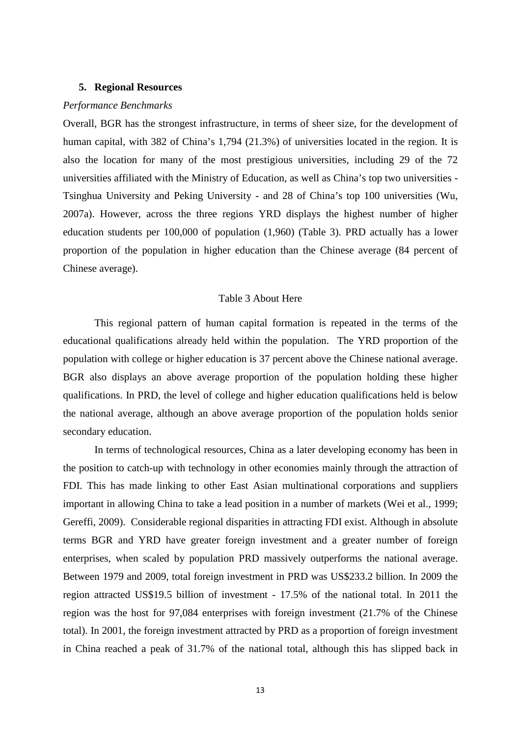## 5. Regional Resources

*Performance Benchmarks*

Overall, BGR has the strongest infrastructure, in terms of sheer size, for the development of human capital, with 382 of China's 1,794 (21.3%) of universities located in the region. It is also the location for many of the most prestigious universities, including 29 of the 72 universities affiliated with the Ministry of Education, as well as China's top two universities - Tsinghua University and Peking University - and 28 of China's top 100 universities (Wu, 2007a). However, across the three regions YRD displays the highest number of higher education students per 100,000 of population (1,960) (Table 3). PRD actually has a lower proportion of the population in higher education than the Chinese average (84 percent of Chinese average).

Table 3 About Here

This regional pattern of human capital formation is repeated in the terms of the educational qualifications already held within the population. The YRD proportion of the population with college or higher education is 37 percent above the Chinese national average. BGR also displays an above average proportion of the population holding these higher qualifications. In PRD, the level of college and higher education qualifications held is below the national average, although an above average proportion of the population holds senior secondary education.

In terms of technological resources, China as a later developing economy has been in the position to catch-up with technology in other economies mainly through the attraction of FDI. This has made linking to other East Asian multinational corporations and suppliers important in allowing China to take a lead position in a number of markets (Wei et al., 1999; Gereffi, 2009). Considerable regional disparities in attracting FDI exist. Although in absolute terms BGR and YRD have greater foreign investment and a greater number of foreign enterprises, when scaled by population PRD massively outperforms the national average. Between 1979 and 2009, total foreign investment in PRD was US$233.2 billion. In 2009 the region attracted US$19.5 billion of investment - 17.5% of the national total. In 2011 the region was the host for 97,084 enterprises with foreign investment (21.7% of the Chinese total). In 2001, the foreign investment attracted by PRD as a proportion of foreign investment in China reached a peak of 31.7% of the national total, although this has slipped back in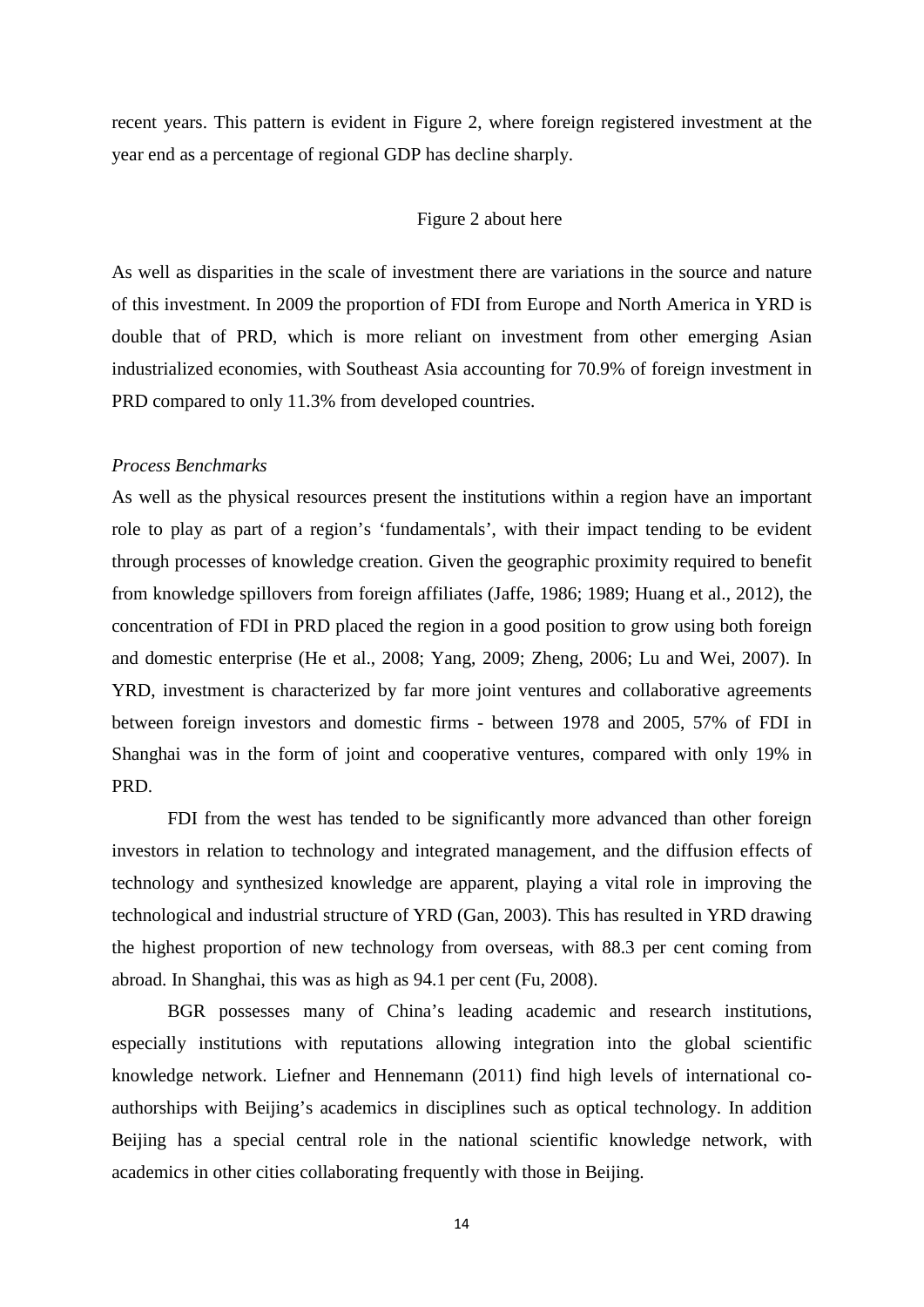recent years. This pattern is evident in Figure 2, where foreign registered investment at the year end as a percentage of regional GDP has decline sharply.

Figure 2 about here

As well as disparities in the scale of investment there are variations in the source and nature of this investment. In 2009 the proportion of FDI from Europe and North America in YRD is double that of PRD, which is more reliant on investment from other emerging Asian industrialized economies, with Southeast Asia accounting for 70.9% of foreign investment in PRD compared to only 11.3% from developed countries.

*Process Benchmarks*

As well as the physical resources present the institutions within a region have an important role to play as part of a region's 'fundamentals', with their impact tending to be evident through processes of knowledge creation. Given the geographic proximity required to benefit from knowledge spillovers from foreign affiliates (Jaffe, 1986; 1989; Huang et al., 2012), the concentration of FDI in PRD placed the region in a good position to grow using both foreign and domestic enterprise (He et al., 2008; Yang, 2009; Zheng, 2006; Lu and Wei, 2007). In YRD, investment is characterized by far more joint ventures and collaborative agreements between foreign investors and domestic firms - between 1978 and 2005, 57% of FDI in Shanghai was in the form of joint and cooperative ventures, compared with only 19% in PRD.

FDI from the west has tended to be significantly more advanced than other foreign investors in relation to technology and integrated management, and the diffusion effects of technology and synthesized knowledge are apparent, playing a vital role in improving the technological and industrial structure of YRD (Gan, 2003). This has resulted in YRD drawing the highest proportion of new technology from overseas, with 88.3 per cent coming from abroad. In Shanghai, this was as high as 94.1 per cent (Fu, 2008).

BGR possesses many of China's leading academic and research institutions, especially institutions with reputations allowing integration into the global scientific knowledge network. Liefner and Hennemann (2011) find high levels of international co-authorships with Beijing's academics in disciplines such as optical technology. In addition Beijing has a special central role in the national scientific knowledge network, with academics in other cities collaborating frequently with those in Beijing.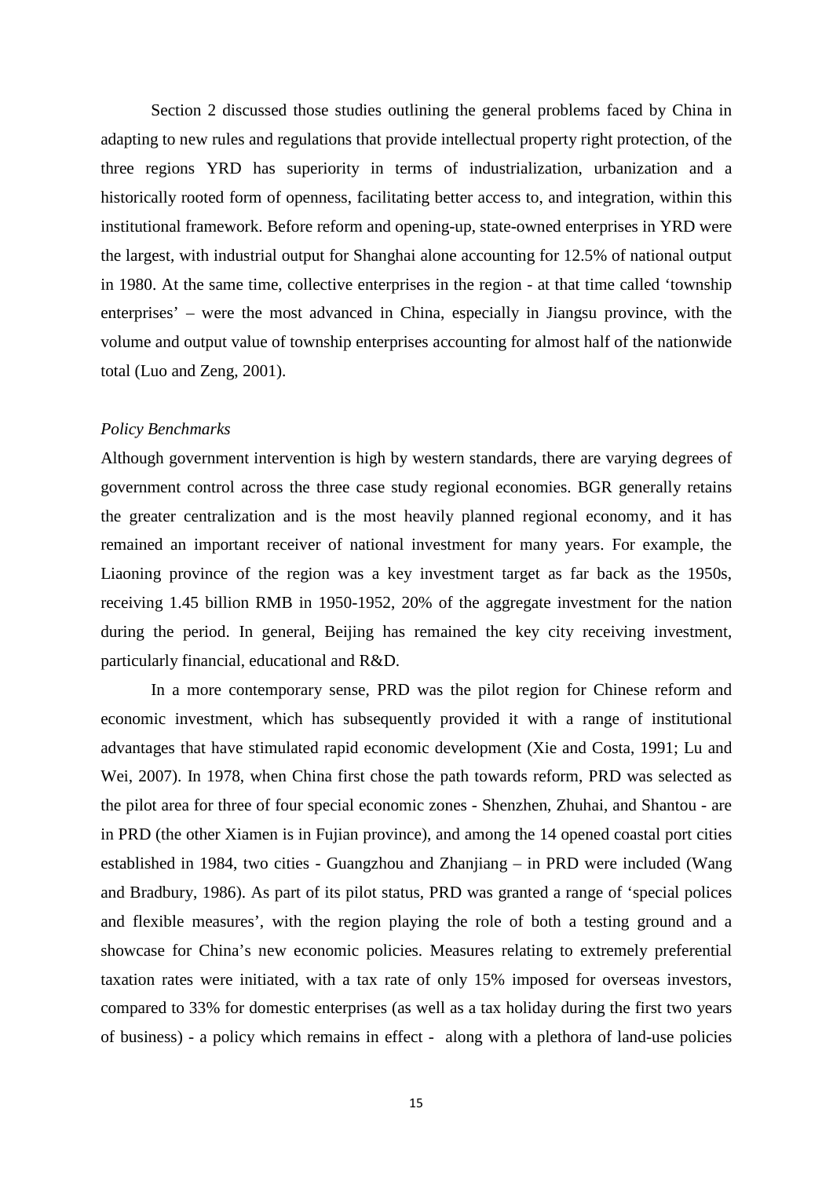Section 2 discussed those studies outlining the general problems faced by China in adapting to new rules and regulations that provide intellectual property right protection, of the three regions YRD has superiority in terms of industrialization, urbanization and a historically rooted form of openness, facilitating better access to, and integration, within this institutional framework. Before reform and opening-up, state-owned enterprises in YRD were the largest, with industrial output for Shanghai alone accounting for 12.5% of national output in 1980. At the same time, collective enterprises in the region - at that time called 'township enterprises' – were the most advanced in China, especially in Jiangsu province, with the volume and output value of township enterprises accounting for almost half of the nationwide total (Luo and Zeng, 2001).

*Policy Benchmarks*

Although government intervention is high by western standards, there are varying degrees of government control across the three case study regional economies. BGR generally retains the greater centralization and is the most heavily planned regional economy, and it has remained an important receiver of national investment for many years. For example, the Liaoning province of the region was a key investment target as far back as the 1950s, receiving 1.45 billion RMB in 1950-1952, 20% of the aggregate investment for the nation during the period. In general, Beijing has remained the key city receiving investment, particularly financial, educational and R&D.

In a more contemporary sense, PRD was the pilot region for Chinese reform and economic investment, which has subsequently provided it with a range of institutional advantages that have stimulated rapid economic development (Xie and Costa, 1991; Lu and Wei, 2007). In 1978, when China first chose the path towards reform, PRD was selected as the pilot area for three of four special economic zones - Shenzhen, Zhuhai, and Shantou - are in PRD (the other Xiamen is in Fujian province), and among the 14 opened coastal port cities established in 1984, two cities - Guangzhou and Zhanjiang – in PRD were included (Wang and Bradbury, 1986). As part of its pilot status, PRD was granted a range of 'special polices and flexible measures', with the region playing the role of both a testing ground and a showcase for China's new economic policies. Measures relating to extremely preferential taxation rates were initiated, with a tax rate of only 15% imposed for overseas investors, compared to 33% for domestic enterprises (as well as a tax holiday during the first two years of business) - a policy which remains in effect - along with a plethora of land-use policies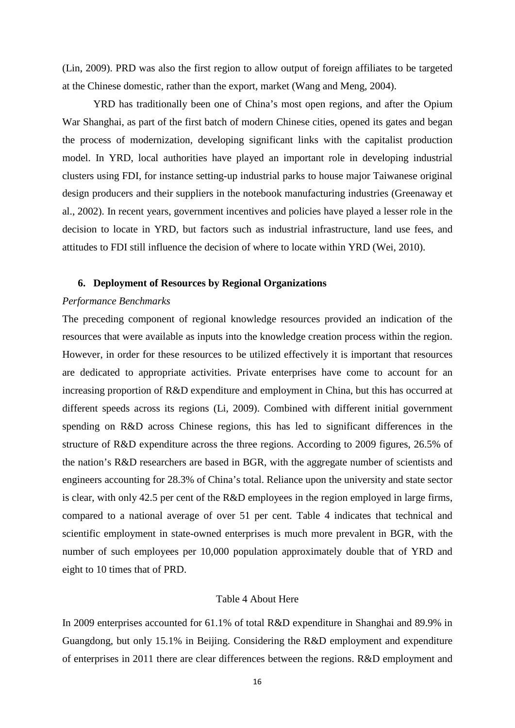(Lin, 2009). PRD was also the first region to allow output of foreign affiliates to be targeted at the Chinese domestic, rather than the export, market (Wang and Meng, 2004).

YRD has traditionally been one of China's most open regions, and after the Opium War Shanghai, as part of the first batch of modern Chinese cities, opened its gates and began the process of modernization, developing significant links with the capitalist production model. In YRD, local authorities have played an important role in developing industrial clusters using FDI, for instance setting-up industrial parks to house major Taiwanese original design producers and their suppliers in the notebook manufacturing industries (Greenaway et al., 2002). In recent years, government incentives and policies have played a lesser role in the decision to locate in YRD, but factors such as industrial infrastructure, land use fees, and attitudes to FDI still influence the decision of where to locate within YRD (Wei, 2010).

## 6. Deployment of Resources by Regional Organizations

*Performance Benchmarks*

The preceding component of regional knowledge resources provided an indication of the resources that were available as inputs into the knowledge creation process within the region. However, in order for these resources to be utilized effectively it is important that resources are dedicated to appropriate activities. Private enterprises have come to account for an increasing proportion of R&D expenditure and employment in China, but this has occurred at different speeds across its regions (Li, 2009). Combined with different initial government spending on R&D across Chinese regions, this has led to significant differences in the structure of R&D expenditure across the three regions. According to 2009 figures, 26.5% of the nation's R&D researchers are based in BGR, with the aggregate number of scientists and engineers accounting for 28.3% of China's total. Reliance upon the university and state sector is clear, with only 42.5 per cent of the R&D employees in the region employed in large firms, compared to a national average of over 51 per cent. Table 4 indicates that technical and scientific employment in state-owned enterprises is much more prevalent in BGR, with the number of such employees per 10,000 population approximately double that of YRD and eight to 10 times that of PRD.

Table 4 About Here

In 2009 enterprises accounted for 61.1% of total R&D expenditure in Shanghai and 89.9% in Guangdong, but only 15.1% in Beijing. Considering the R&D employment and expenditure of enterprises in 2011 there are clear differences between the regions. R&D employment and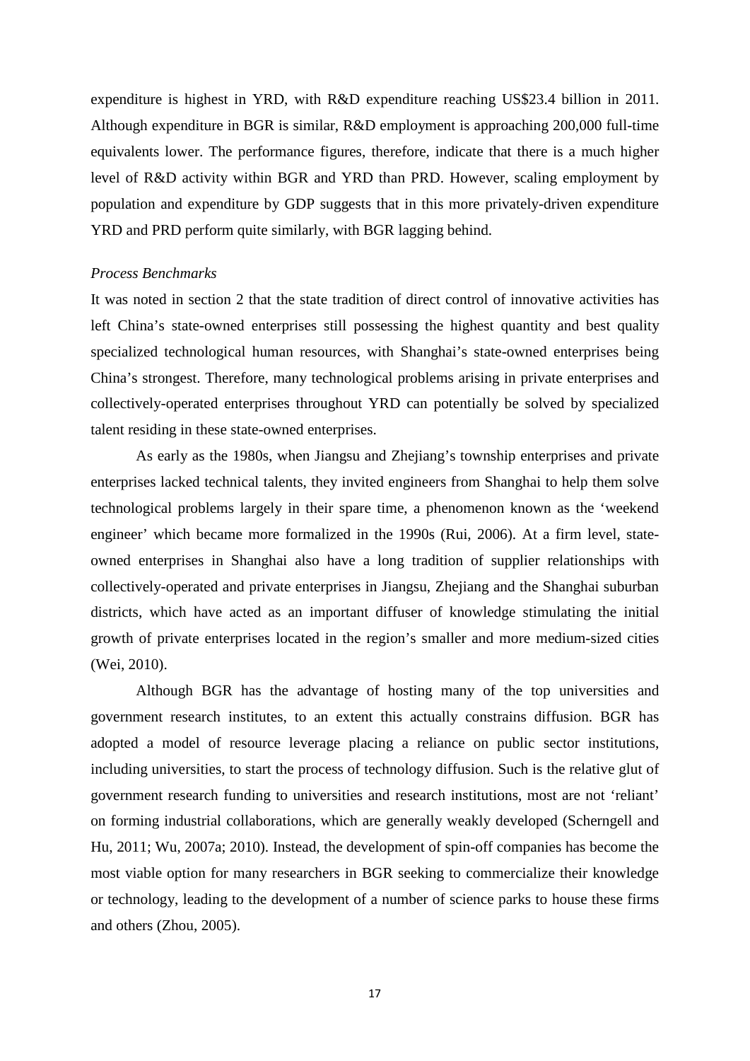expenditure is highest in YRD, with R&D expenditure reaching US$23.4 billion in 2011. Although expenditure in BGR is similar, R&D employment is approaching 200,000 full-time equivalents lower. The performance figures, therefore, indicate that there is a much higher level of R&D activity within BGR and YRD than PRD. However, scaling employment by population and expenditure by GDP suggests that in this more privately-driven expenditure YRD and PRD perform quite similarly, with BGR lagging behind.

*Process Benchmarks*

It was noted in section 2 that the state tradition of direct control of innovative activities has left China's state-owned enterprises still possessing the highest quantity and best quality specialized technological human resources, with Shanghai's state-owned enterprises being China's strongest. Therefore, many technological problems arising in private enterprises and collectively-operated enterprises throughout YRD can potentially be solved by specialized talent residing in these state-owned enterprises.

As early as the 1980s, when Jiangsu and Zhejiang's township enterprises and private enterprises lacked technical talents, they invited engineers from Shanghai to help them solve technological problems largely in their spare time, a phenomenon known as the 'weekend engineer' which became more formalized in the 1990s (Rui, 2006). At a firm level, state-owned enterprises in Shanghai also have a long tradition of supplier relationships with collectively-operated and private enterprises in Jiangsu, Zhejiang and the Shanghai suburban districts, which have acted as an important diffuser of knowledge stimulating the initial growth of private enterprises located in the region's smaller and more medium-sized cities (Wei, 2010).

Although BGR has the advantage of hosting many of the top universities and government research institutes, to an extent this actually constrains diffusion. BGR has adopted a model of resource leverage placing a reliance on public sector institutions, including universities, to start the process of technology diffusion. Such is the relative glut of government research funding to universities and research institutions, most are not 'reliant' on forming industrial collaborations, which are generally weakly developed (Scherngell and Hu, 2011; Wu, 2007a; 2010). Instead, the development of spin-off companies has become the most viable option for many researchers in BGR seeking to commercialize their knowledge or technology, leading to the development of a number of science parks to house these firms and others (Zhou, 2005).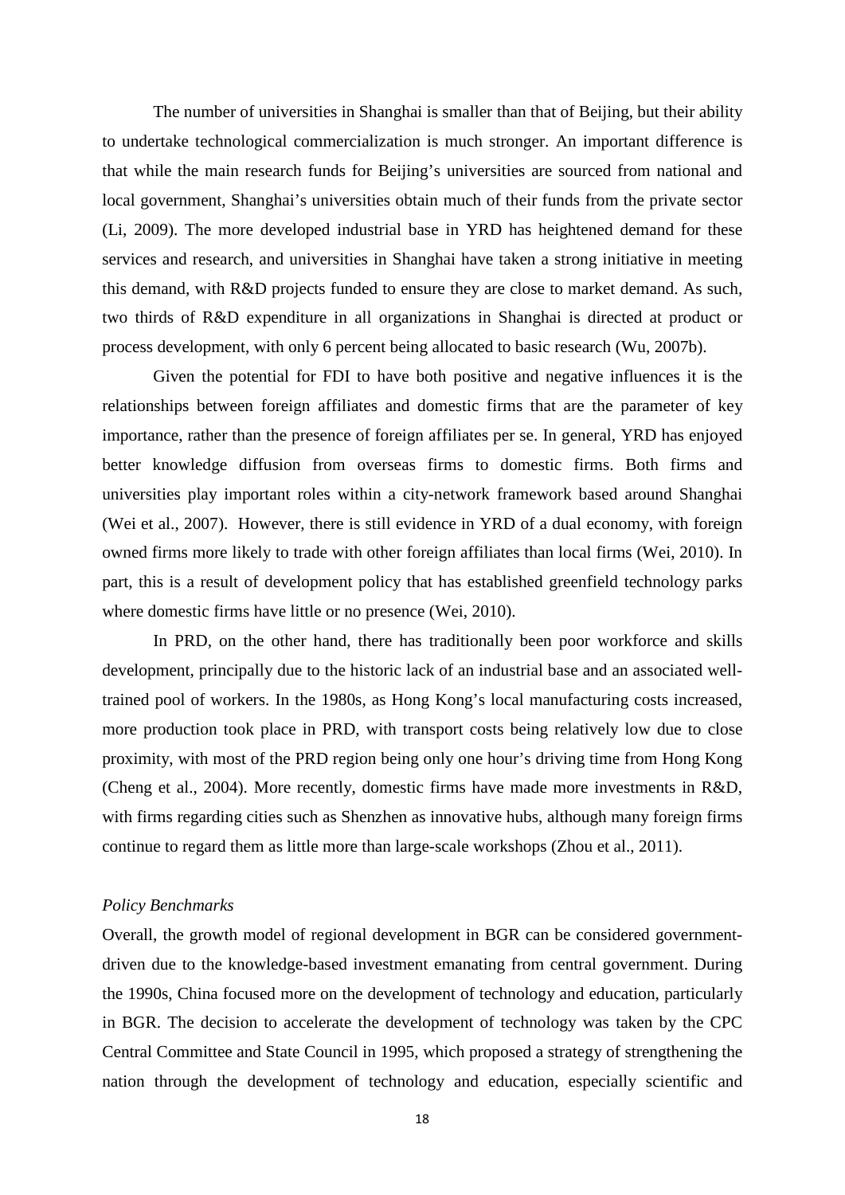The number of universities in Shanghai is smaller than that of Beijing, but their ability to undertake technological commercialization is much stronger. An important difference is that while the main research funds for Beijing's universities are sourced from national and local government, Shanghai's universities obtain much of their funds from the private sector (Li, 2009). The more developed industrial base in YRD has heightened demand for these services and research, and universities in Shanghai have taken a strong initiative in meeting this demand, with R&D projects funded to ensure they are close to market demand. As such, two thirds of R&D expenditure in all organizations in Shanghai is directed at product or process development, with only 6 percent being allocated to basic research (Wu, 2007b).

Given the potential for FDI to have both positive and negative influences it is the relationships between foreign affiliates and domestic firms that are the parameter of key importance, rather than the presence of foreign affiliates per se. In general, YRD has enjoyed better knowledge diffusion from overseas firms to domestic firms. Both firms and universities play important roles within a city-network framework based around Shanghai (Wei et al., 2007). However, there is still evidence in YRD of a dual economy, with foreign owned firms more likely to trade with other foreign affiliates than local firms (Wei, 2010). In part, this is a result of development policy that has established greenfield technology parks where domestic firms have little or no presence (Wei, 2010).

In PRD, on the other hand, there has traditionally been poor workforce and skills development, principally due to the historic lack of an industrial base and an associated well-trained pool of workers. In the 1980s, as Hong Kong's local manufacturing costs increased, more production took place in PRD, with transport costs being relatively low due to close proximity, with most of the PRD region being only one hour's driving time from Hong Kong (Cheng et al., 2004). More recently, domestic firms have made more investments in R&D, with firms regarding cities such as Shenzhen as innovative hubs, although many foreign firms continue to regard them as little more than large-scale workshops (Zhou et al., 2011).

*Policy Benchmarks*

Overall, the growth model of regional development in BGR can be considered government-driven due to the knowledge-based investment emanating from central government. During the 1990s, China focused more on the development of technology and education, particularly in BGR. The decision to accelerate the development of technology was taken by the CPC Central Committee and State Council in 1995, which proposed a strategy of strengthening the nation through the development of technology and education, especially scientific and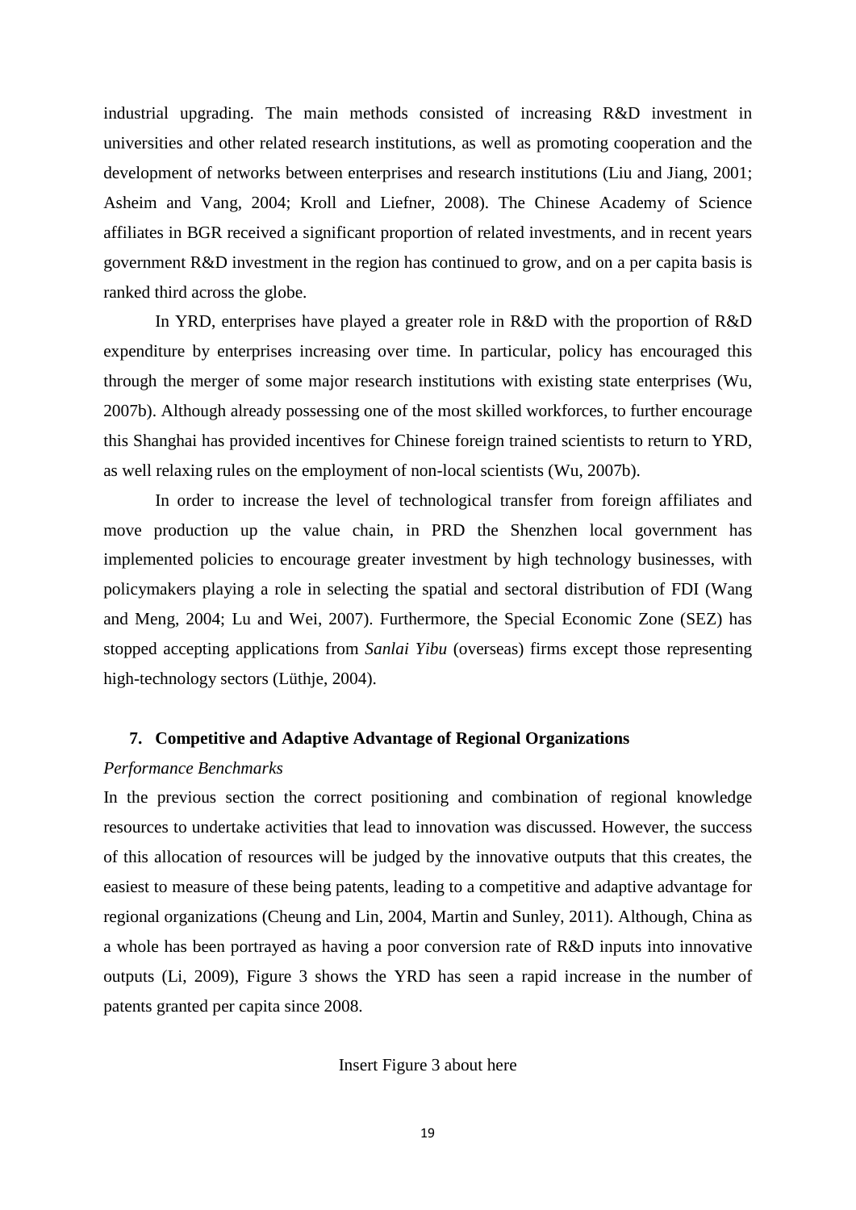industrial upgrading. The main methods consisted of increasing R&D investment in universities and other related research institutions, as well as promoting cooperation and the development of networks between enterprises and research institutions (Liu and Jiang, 2001; Asheim and Vang, 2004; Kroll and Liefner, 2008). The Chinese Academy of Science affiliates in BGR received a significant proportion of related investments, and in recent years government R&D investment in the region has continued to grow, and on a per capita basis is ranked third across the globe.

In YRD, enterprises have played a greater role in R&D with the proportion of R&D expenditure by enterprises increasing over time. In particular, policy has encouraged this through the merger of some major research institutions with existing state enterprises (Wu, 2007b). Although already possessing one of the most skilled workforces, to further encourage this Shanghai has provided incentives for Chinese foreign trained scientists to return to YRD, as well relaxing rules on the employment of non-local scientists (Wu, 2007b).

In order to increase the level of technological transfer from foreign affiliates and move production up the value chain, in PRD the Shenzhen local government has implemented policies to encourage greater investment by high technology businesses, with policymakers playing a role in selecting the spatial and sectoral distribution of FDI (Wang and Meng, 2004; Lu and Wei, 2007). Furthermore, the Special Economic Zone (SEZ) has stopped accepting applications from *Sanlai Yibu* (overseas) firms except those representing high-technology sectors (Lüthje, 2004).

## 7. Competitive and Adaptive Advantage of Regional Organizations

*Performance Benchmarks*

In the previous section the correct positioning and combination of regional knowledge resources to undertake activities that lead to innovation was discussed. However, the success of this allocation of resources will be judged by the innovative outputs that this creates, the easiest to measure of these being patents, leading to a competitive and adaptive advantage for regional organizations (Cheung and Lin, 2004, Martin and Sunley, 2011). Although, China as a whole has been portrayed as having a poor conversion rate of R&D inputs into innovative outputs (Li, 2009), Figure 3 shows the YRD has seen a rapid increase in the number of patents granted per capita since 2008.

Insert Figure 3 about here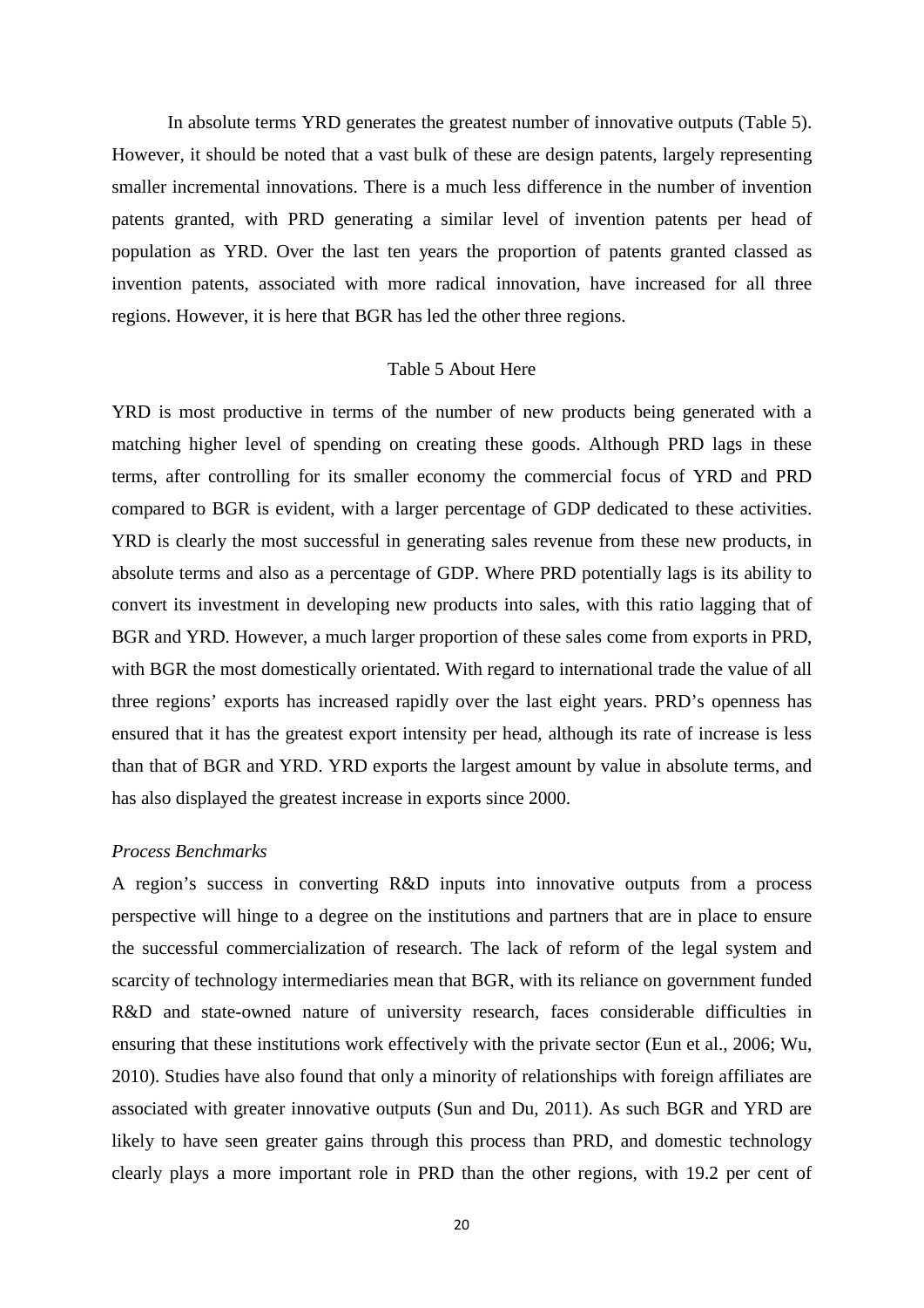In absolute terms YRD generates the greatest number of innovative outputs (Table 5). However, it should be noted that a vast bulk of these are design patents, largely representing smaller incremental innovations. There is a much less difference in the number of invention patents granted, with PRD generating a similar level of invention patents per head of population as YRD. Over the last ten years the proportion of patents granted classed as invention patents, associated with more radical innovation, have increased for all three regions. However, it is here that BGR has led the other three regions.

Table 5 About Here

YRD is most productive in terms of the number of new products being generated with a matching higher level of spending on creating these goods. Although PRD lags in these terms, after controlling for its smaller economy the commercial focus of YRD and PRD compared to BGR is evident, with a larger percentage of GDP dedicated to these activities. YRD is clearly the most successful in generating sales revenue from these new products, in absolute terms and also as a percentage of GDP. Where PRD potentially lags is its ability to convert its investment in developing new products into sales, with this ratio lagging that of BGR and YRD. However, a much larger proportion of these sales come from exports in PRD, with BGR the most domestically orientated. With regard to international trade the value of all three regions' exports has increased rapidly over the last eight years. PRD's openness has ensured that it has the greatest export intensity per head, although its rate of increase is less than that of BGR and YRD. YRD exports the largest amount by value in absolute terms, and has also displayed the greatest increase in exports since 2000.

*Process Benchmarks*

A region's success in converting R&D inputs into innovative outputs from a process perspective will hinge to a degree on the institutions and partners that are in place to ensure the successful commercialization of research. The lack of reform of the legal system and scarcity of technology intermediaries mean that BGR, with its reliance on government funded R&D and state-owned nature of university research, faces considerable difficulties in ensuring that these institutions work effectively with the private sector (Eun et al., 2006; Wu, 2010). Studies have also found that only a minority of relationships with foreign affiliates are associated with greater innovative outputs (Sun and Du, 2011). As such BGR and YRD are likely to have seen greater gains through this process than PRD, and domestic technology clearly plays a more important role in PRD than the other regions, with 19.2 per cent of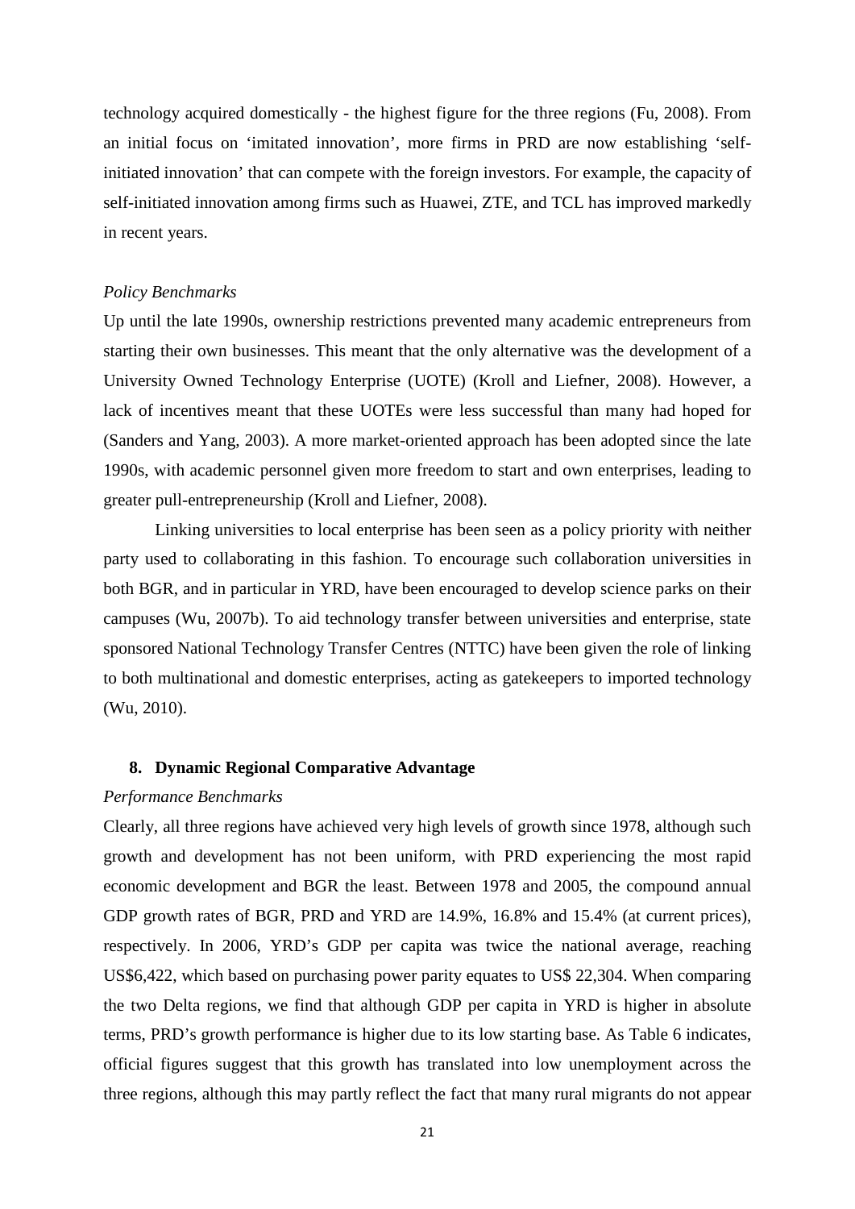technology acquired domestically - the highest figure for the three regions (Fu, 2008). From an initial focus on 'imitated innovation', more firms in PRD are now establishing 'self-initiated innovation' that can compete with the foreign investors. For example, the capacity of self-initiated innovation among firms such as Huawei, ZTE, and TCL has improved markedly in recent years.

*Policy Benchmarks*

Up until the late 1990s, ownership restrictions prevented many academic entrepreneurs from starting their own businesses. This meant that the only alternative was the development of a University Owned Technology Enterprise (UOTE) (Kroll and Liefner, 2008). However, a lack of incentives meant that these UOTEs were less successful than many had hoped for (Sanders and Yang, 2003). A more market-oriented approach has been adopted since the late 1990s, with academic personnel given more freedom to start and own enterprises, leading to greater pull-entrepreneurship (Kroll and Liefner, 2008).

Linking universities to local enterprise has been seen as a policy priority with neither party used to collaborating in this fashion. To encourage such collaboration universities in both BGR, and in particular in YRD, have been encouraged to develop science parks on their campuses (Wu, 2007b). To aid technology transfer between universities and enterprise, state sponsored National Technology Transfer Centres (NTTC) have been given the role of linking to both multinational and domestic enterprises, acting as gatekeepers to imported technology (Wu, 2010).

## 8. Dynamic Regional Comparative Advantage

*Performance Benchmarks*

Clearly, all three regions have achieved very high levels of growth since 1978, although such growth and development has not been uniform, with PRD experiencing the most rapid economic development and BGR the least. Between 1978 and 2005, the compound annual GDP growth rates of BGR, PRD and YRD are 14.9%, 16.8% and 15.4% (at current prices), respectively. In 2006, YRD's GDP per capita was twice the national average, reaching US$6,422, which based on purchasing power parity equates to US$ 22,304. When comparing the two Delta regions, we find that although GDP per capita in YRD is higher in absolute terms, PRD's growth performance is higher due to its low starting base. As Table 6 indicates, official figures suggest that this growth has translated into low unemployment across the three regions, although this may partly reflect the fact that many rural migrants do not appear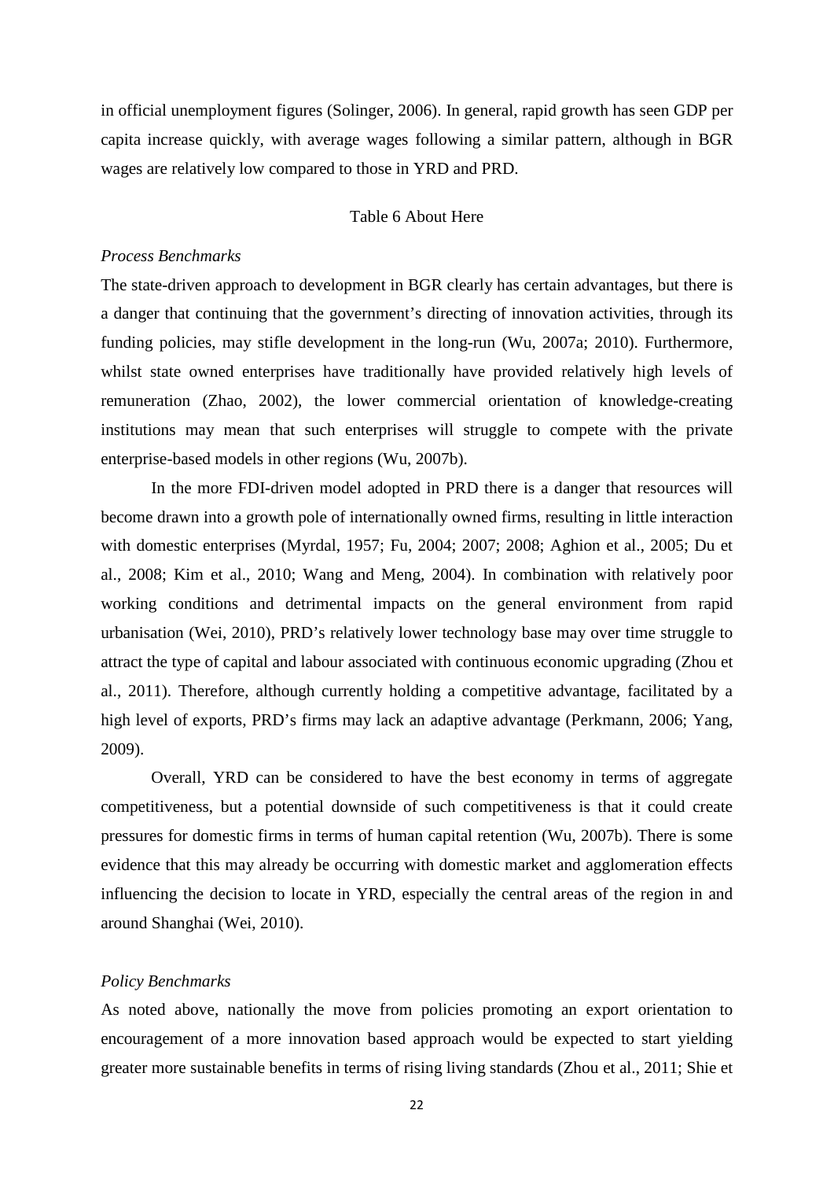in official unemployment figures (Solinger, 2006). In general, rapid growth has seen GDP per capita increase quickly, with average wages following a similar pattern, although in BGR wages are relatively low compared to those in YRD and PRD.

Table 6 About Here

*Process Benchmarks*

The state-driven approach to development in BGR clearly has certain advantages, but there is a danger that continuing that the government's directing of innovation activities, through its funding policies, may stifle development in the long-run (Wu, 2007a; 2010). Furthermore, whilst state owned enterprises have traditionally have provided relatively high levels of remuneration (Zhao, 2002), the lower commercial orientation of knowledge-creating institutions may mean that such enterprises will struggle to compete with the private enterprise-based models in other regions (Wu, 2007b).

In the more FDI-driven model adopted in PRD there is a danger that resources will become drawn into a growth pole of internationally owned firms, resulting in little interaction with domestic enterprises (Myrdal, 1957; Fu, 2004; 2007; 2008; Aghion et al., 2005; Du et al., 2008; Kim et al., 2010; Wang and Meng, 2004). In combination with relatively poor working conditions and detrimental impacts on the general environment from rapid urbanisation (Wei, 2010), PRD's relatively lower technology base may over time struggle to attract the type of capital and labour associated with continuous economic upgrading (Zhou et al., 2011). Therefore, although currently holding a competitive advantage, facilitated by a high level of exports, PRD's firms may lack an adaptive advantage (Perkmann, 2006; Yang, 2009).

Overall, YRD can be considered to have the best economy in terms of aggregate competitiveness, but a potential downside of such competitiveness is that it could create pressures for domestic firms in terms of human capital retention (Wu, 2007b). There is some evidence that this may already be occurring with domestic market and agglomeration effects influencing the decision to locate in YRD, especially the central areas of the region in and around Shanghai (Wei, 2010).

*Policy Benchmarks*

As noted above, nationally the move from policies promoting an export orientation to encouragement of a more innovation based approach would be expected to start yielding greater more sustainable benefits in terms of rising living standards (Zhou et al., 2011; Shie et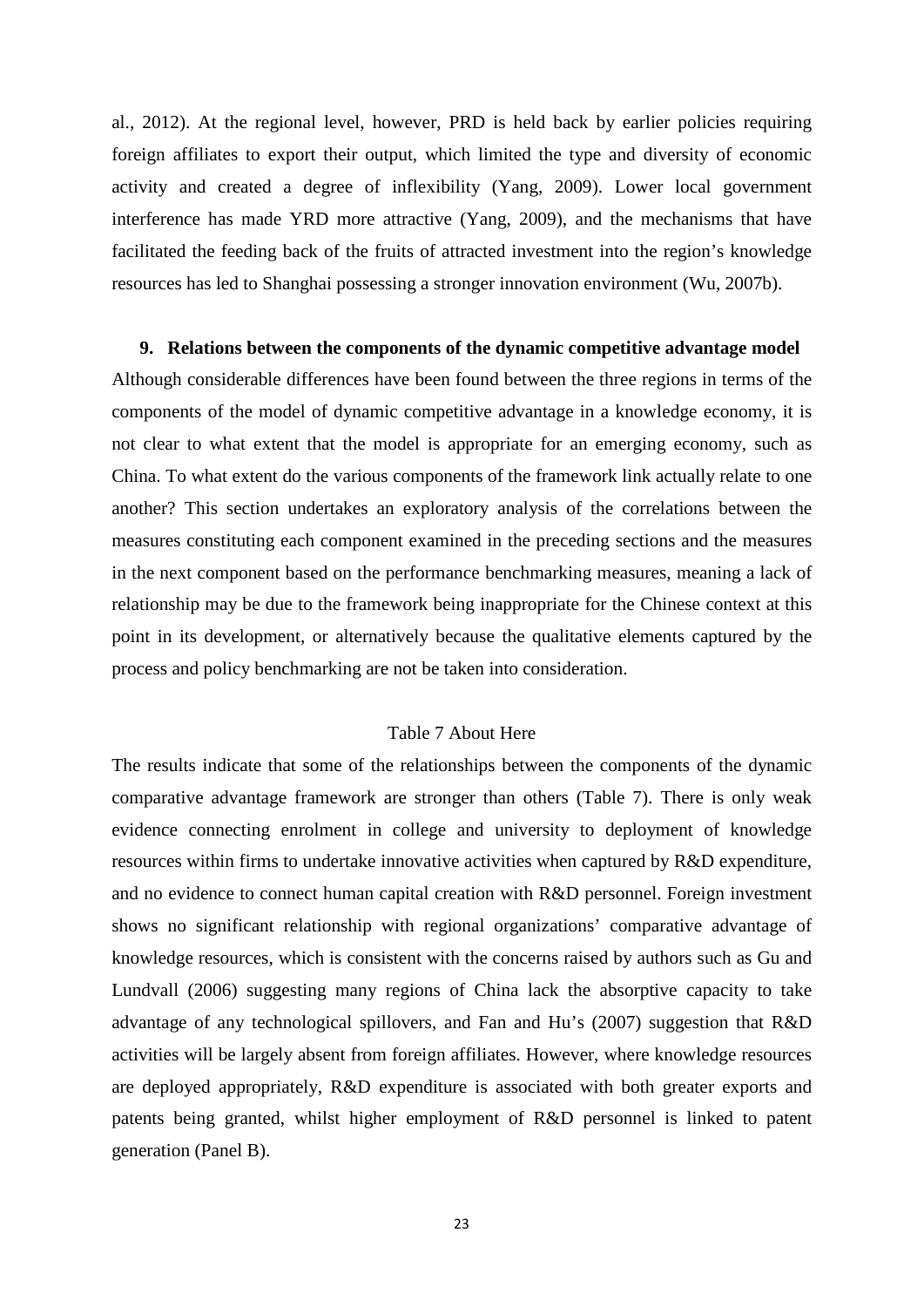al., 2012). At the regional level, however, PRD is held back by earlier policies requiring foreign affiliates to export their output, which limited the type and diversity of economic activity and created a degree of inflexibility (Yang, 2009). Lower local government interference has made YRD more attractive (Yang, 2009), and the mechanisms that have facilitated the feeding back of the fruits of attracted investment into the region's knowledge resources has led to Shanghai possessing a stronger innovation environment (Wu, 2007b).

## 9. Relations between the components of the dynamic competitive advantage model

Although considerable differences have been found between the three regions in terms of the components of the model of dynamic competitive advantage in a knowledge economy, it is not clear to what extent that the model is appropriate for an emerging economy, such as China. To what extent do the various components of the framework link actually relate to one another? This section undertakes an exploratory analysis of the correlations between the measures constituting each component examined in the preceding sections and the measures in the next component based on the performance benchmarking measures, meaning a lack of relationship may be due to the framework being inappropriate for the Chinese context at this point in its development, or alternatively because the qualitative elements captured by the process and policy benchmarking are not be taken into consideration.

Table 7 About Here

The results indicate that some of the relationships between the components of the dynamic comparative advantage framework are stronger than others (Table 7). There is only weak evidence connecting enrolment in college and university to deployment of knowledge resources within firms to undertake innovative activities when captured by R&D expenditure, and no evidence to connect human capital creation with R&D personnel. Foreign investment shows no significant relationship with regional organizations' comparative advantage of knowledge resources, which is consistent with the concerns raised by authors such as Gu and Lundvall (2006) suggesting many regions of China lack the absorptive capacity to take advantage of any technological spillovers, and Fan and Hu's (2007) suggestion that R&D activities will be largely absent from foreign affiliates. However, where knowledge resources are deployed appropriately, R&D expenditure is associated with both greater exports and patents being granted, whilst higher employment of R&D personnel is linked to patent generation (Panel B).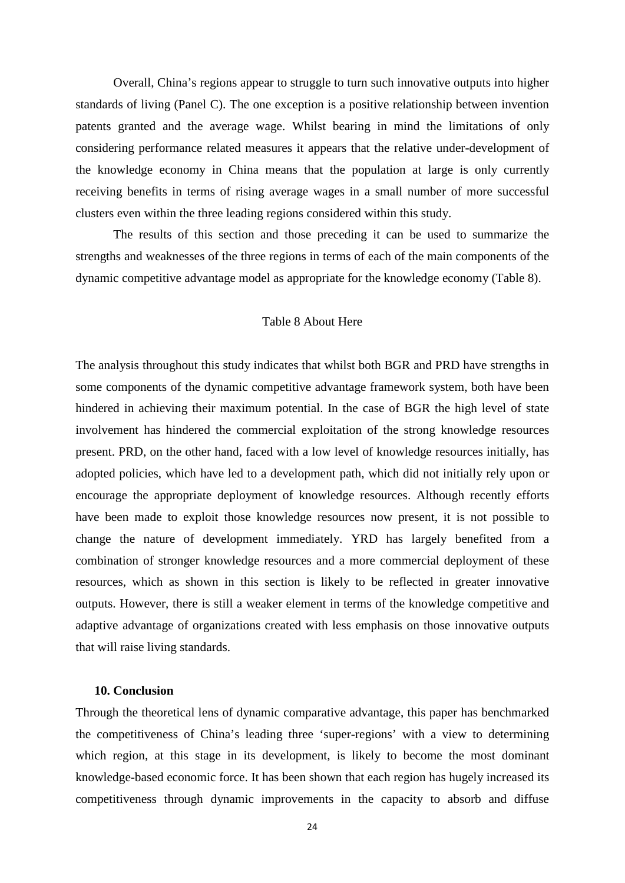Overall, China's regions appear to struggle to turn such innovative outputs into higher standards of living (Panel C). The one exception is a positive relationship between invention patents granted and the average wage. Whilst bearing in mind the limitations of only considering performance related measures it appears that the relative under-development of the knowledge economy in China means that the population at large is only currently receiving benefits in terms of rising average wages in a small number of more successful clusters even within the three leading regions considered within this study.

The results of this section and those preceding it can be used to summarize the strengths and weaknesses of the three regions in terms of each of the main components of the dynamic competitive advantage model as appropriate for the knowledge economy (Table 8).

Table 8 About Here

The analysis throughout this study indicates that whilst both BGR and PRD have strengths in some components of the dynamic competitive advantage framework system, both have been hindered in achieving their maximum potential. In the case of BGR the high level of state involvement has hindered the commercial exploitation of the strong knowledge resources present. PRD, on the other hand, faced with a low level of knowledge resources initially, has adopted policies, which have led to a development path, which did not initially rely upon or encourage the appropriate deployment of knowledge resources. Although recently efforts have been made to exploit those knowledge resources now present, it is not possible to change the nature of development immediately. YRD has largely benefited from a combination of stronger knowledge resources and a more commercial deployment of these resources, which as shown in this section is likely to be reflected in greater innovative outputs. However, there is still a weaker element in terms of the knowledge competitive and adaptive advantage of organizations created with less emphasis on those innovative outputs that will raise living standards.

## 10. Conclusion

Through the theoretical lens of dynamic comparative advantage, this paper has benchmarked the competitiveness of China's leading three 'super-regions' with a view to determining which region, at this stage in its development, is likely to become the most dominant knowledge-based economic force. It has been shown that each region has hugely increased its competitiveness through dynamic improvements in the capacity to absorb and diffuse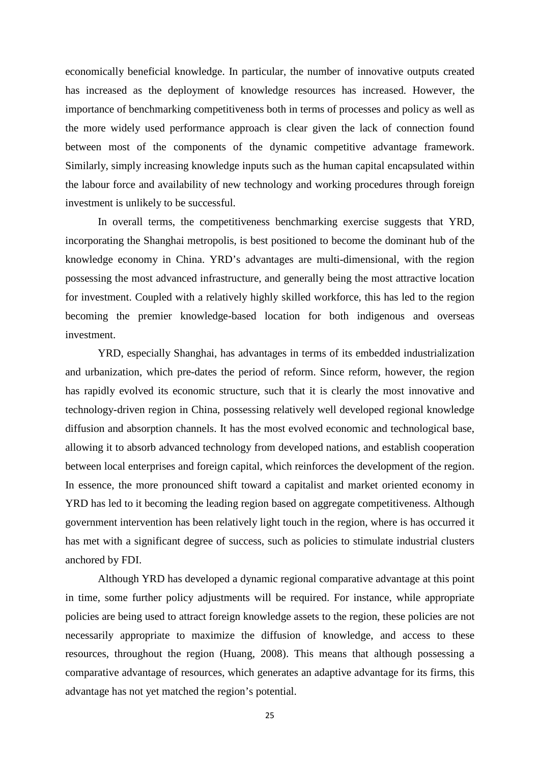economically beneficial knowledge. In particular, the number of innovative outputs created has increased as the deployment of knowledge resources has increased. However, the importance of benchmarking competitiveness both in terms of processes and policy as well as the more widely used performance approach is clear given the lack of connection found between most of the components of the dynamic competitive advantage framework. Similarly, simply increasing knowledge inputs such as the human capital encapsulated within the labour force and availability of new technology and working procedures through foreign investment is unlikely to be successful.

In overall terms, the competitiveness benchmarking exercise suggests that YRD, incorporating the Shanghai metropolis, is best positioned to become the dominant hub of the knowledge economy in China. YRD's advantages are multi-dimensional, with the region possessing the most advanced infrastructure, and generally being the most attractive location for investment. Coupled with a relatively highly skilled workforce, this has led to the region becoming the premier knowledge-based location for both indigenous and overseas investment.

YRD, especially Shanghai, has advantages in terms of its embedded industrialization and urbanization, which pre-dates the period of reform. Since reform, however, the region has rapidly evolved its economic structure, such that it is clearly the most innovative and technology-driven region in China, possessing relatively well developed regional knowledge diffusion and absorption channels. It has the most evolved economic and technological base, allowing it to absorb advanced technology from developed nations, and establish cooperation between local enterprises and foreign capital, which reinforces the development of the region. In essence, the more pronounced shift toward a capitalist and market oriented economy in YRD has led to it becoming the leading region based on aggregate competitiveness. Although government intervention has been relatively light touch in the region, where is has occurred it has met with a significant degree of success, such as policies to stimulate industrial clusters anchored by FDI.

Although YRD has developed a dynamic regional comparative advantage at this point in time, some further policy adjustments will be required. For instance, while appropriate policies are being used to attract foreign knowledge assets to the region, these policies are not necessarily appropriate to maximize the diffusion of knowledge, and access to these resources, throughout the region (Huang, 2008). This means that although possessing a comparative advantage of resources, which generates an adaptive advantage for its firms, this advantage has not yet matched the region's potential.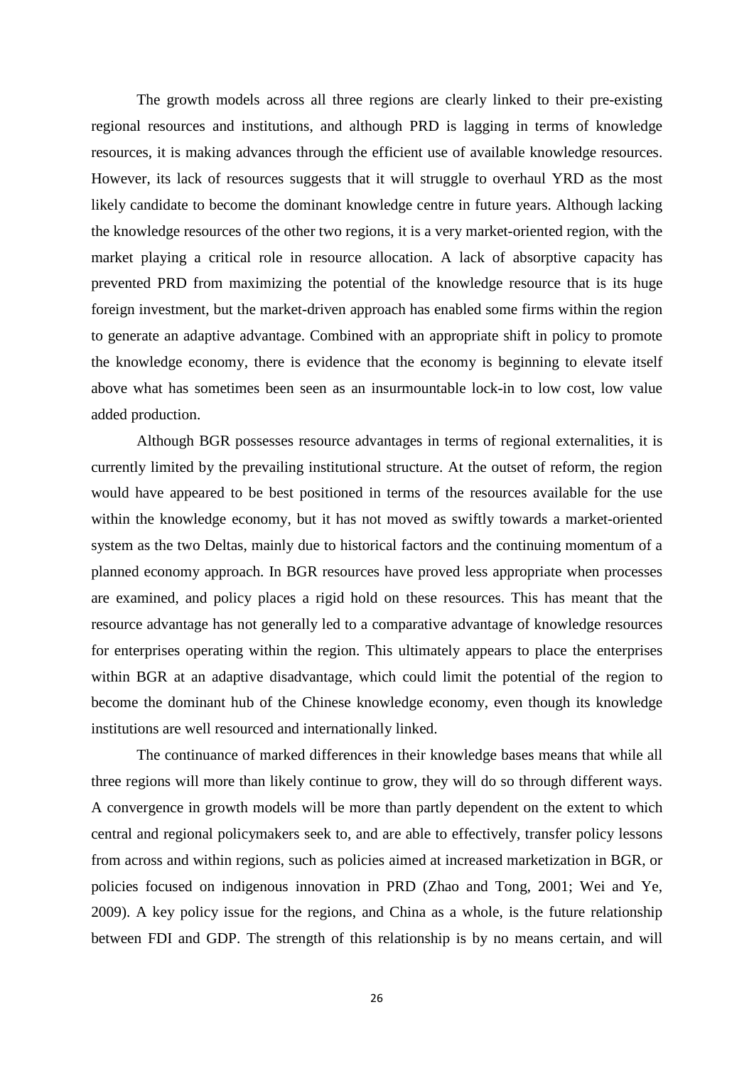The growth models across all three regions are clearly linked to their pre-existing regional resources and institutions, and although PRD is lagging in terms of knowledge resources, it is making advances through the efficient use of available knowledge resources. However, its lack of resources suggests that it will struggle to overhaul YRD as the most likely candidate to become the dominant knowledge centre in future years. Although lacking the knowledge resources of the other two regions, it is a very market-oriented region, with the market playing a critical role in resource allocation. A lack of absorptive capacity has prevented PRD from maximizing the potential of the knowledge resource that is its huge foreign investment, but the market-driven approach has enabled some firms within the region to generate an adaptive advantage. Combined with an appropriate shift in policy to promote the knowledge economy, there is evidence that the economy is beginning to elevate itself above what has sometimes been seen as an insurmountable lock-in to low cost, low value added production.

Although BGR possesses resource advantages in terms of regional externalities, it is currently limited by the prevailing institutional structure. At the outset of reform, the region would have appeared to be best positioned in terms of the resources available for the use within the knowledge economy, but it has not moved as swiftly towards a market-oriented system as the two Deltas, mainly due to historical factors and the continuing momentum of a planned economy approach. In BGR resources have proved less appropriate when processes are examined, and policy places a rigid hold on these resources. This has meant that the resource advantage has not generally led to a comparative advantage of knowledge resources for enterprises operating within the region. This ultimately appears to place the enterprises within BGR at an adaptive disadvantage, which could limit the potential of the region to become the dominant hub of the Chinese knowledge economy, even though its knowledge institutions are well resourced and internationally linked.

The continuance of marked differences in their knowledge bases means that while all three regions will more than likely continue to grow, they will do so through different ways. A convergence in growth models will be more than partly dependent on the extent to which central and regional policymakers seek to, and are able to effectively, transfer policy lessons from across and within regions, such as policies aimed at increased marketization in BGR, or policies focused on indigenous innovation in PRD (Zhao and Tong, 2001; Wei and Ye, 2009). A key policy issue for the regions, and China as a whole, is the future relationship between FDI and GDP. The strength of this relationship is by no means certain, and will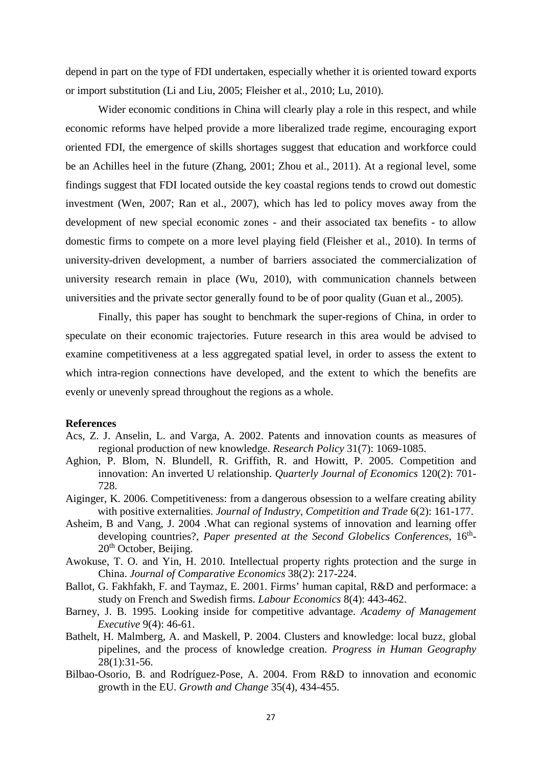depend in part on the type of FDI undertaken, especially whether it is oriented toward exports or import substitution (Li and Liu, 2005; Fleisher et al., 2010; Lu, 2010).

Wider economic conditions in China will clearly play a role in this respect, and while economic reforms have helped provide a more liberalized trade regime, encouraging export oriented FDI, the emergence of skills shortages suggest that education and workforce could be an Achilles heel in the future (Zhang, 2001; Zhou et al., 2011). At a regional level, some findings suggest that FDI located outside the key coastal regions tends to crowd out domestic investment (Wen, 2007; Ran et al., 2007), which has led to policy moves away from the development of new special economic zones - and their associated tax benefits - to allow domestic firms to compete on a more level playing field (Fleisher et al., 2010). In terms of university-driven development, a number of barriers associated the commercialization of university research remain in place (Wu, 2010), with communication channels between universities and the private sector generally found to be of poor quality (Guan et al., 2005).

Finally, this paper has sought to benchmark the super-regions of China, in order to speculate on their economic trajectories. Future research in this area would be advised to examine competitiveness at a less aggregated spatial level, in order to assess the extent to which intra-region connections have developed, and the extent to which the benefits are evenly or unevenly spread throughout the regions as a whole.

**References**

Acs, Z. J. Anselin, L. and Varga, A. 2002. Patents and innovation counts as measures of regional production of new knowledge. *Research Policy* 31(7): 1069-1085.

Aghion, P. Blom, N. Blundell, R. Griffith, R. and Howitt, P. 2005. Competition and innovation: An inverted U relationship. *Quarterly Journal of Economics* 120(2): 701-728.

Aiginger, K. 2006. Competitiveness: from a dangerous obsession to a welfare creating ability with positive externalities. *Journal of Industry, Competition and Trade* 6(2): 161-177.

Asheim, B and Vang, J. 2004 .What can regional systems of innovation and learning offer developing countries?, *Paper presented at the Second Globelics Conferences*, 16th-20th October, Beijing.

Awokuse, T. O. and Yin, H. 2010. Intellectual property rights protection and the surge in China. *Journal of Comparative Economics* 38(2): 217-224.

Ballot, G. Fakhfakh, F. and Taymaz, E. 2001. Firms' human capital, R&D and performace: a study on French and Swedish firms. *Labour Economics* 8(4): 443-462.

Barney, J. B. 1995. Looking inside for competitive advantage. *Academy of Management Executive* 9(4): 46-61.

Bathelt, H. Malmberg, A. and Maskell, P. 2004. Clusters and knowledge: local buzz, global pipelines, and the process of knowledge creation. *Progress in Human Geography* 28(1):31-56.

Bilbao-Osorio, B. and Rodríguez-Pose, A. 2004. From R&D to innovation and economic growth in the EU. *Growth and Change* 35(4), 434-455.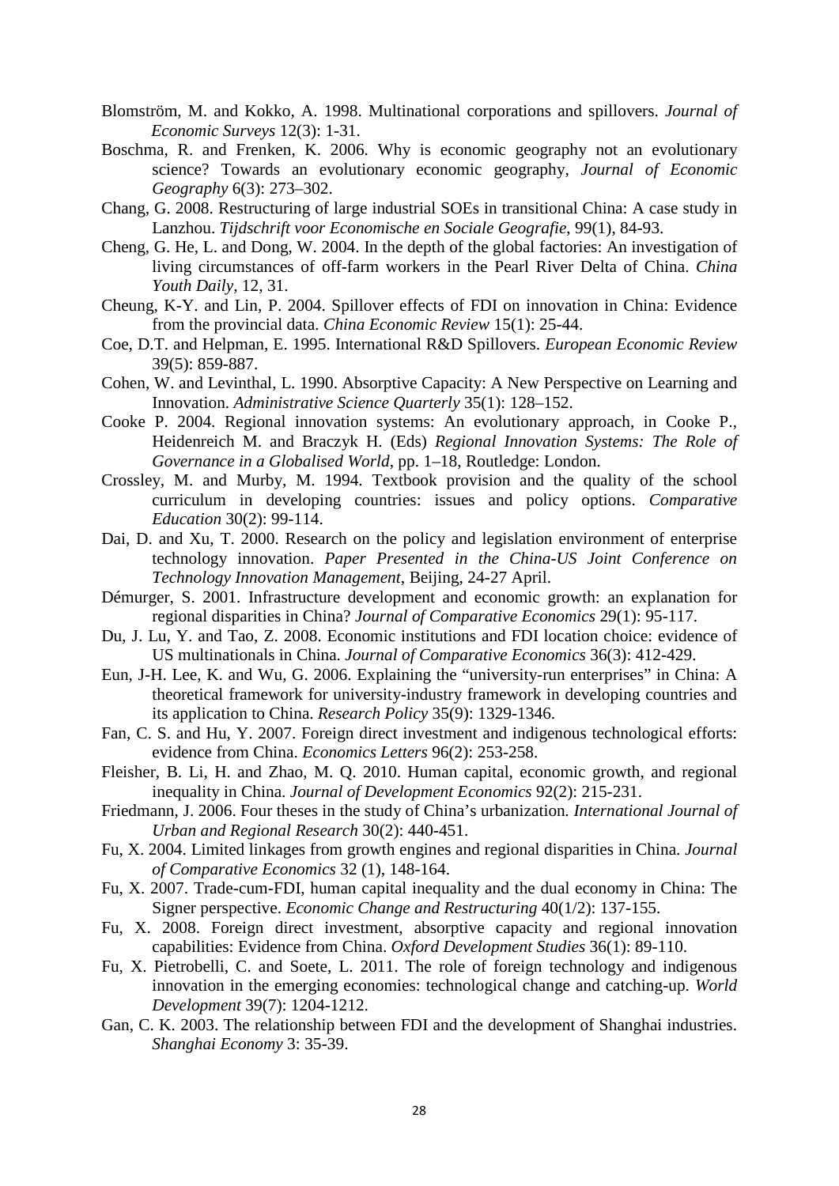Blomström, M. and Kokko, A. 1998. Multinational corporations and spillovers. *Journal of Economic Surveys* 12(3): 1-31.

Boschma, R. and Frenken, K. 2006. Why is economic geography not an evolutionary science? Towards an evolutionary economic geography, *Journal of Economic Geography* 6(3): 273–302.

Chang, G. 2008. Restructuring of large industrial SOEs in transitional China: A case study in Lanzhou. *Tijdschrift voor Economische en Sociale Geografie*, 99(1), 84-93.

Cheng, G. He, L. and Dong, W. 2004. In the depth of the global factories: An investigation of living circumstances of off-farm workers in the Pearl River Delta of China. *China Youth Daily*, 12, 31.

Cheung, K-Y. and Lin, P. 2004. Spillover effects of FDI on innovation in China: Evidence from the provincial data. *China Economic Review* 15(1): 25-44.

Coe, D.T. and Helpman, E. 1995. International R&D Spillovers. *European Economic Review* 39(5): 859-887.

Cohen, W. and Levinthal, L. 1990. Absorptive Capacity: A New Perspective on Learning and Innovation. *Administrative Science Quarterly* 35(1): 128–152.

Cooke P. 2004. Regional innovation systems: An evolutionary approach, in Cooke P., Heidenreich M. and Braczyk H. (Eds) *Regional Innovation Systems: The Role of Governance in a Globalised World*, pp. 1–18, Routledge: London.

Crossley, M. and Murby, M. 1994. Textbook provision and the quality of the school curriculum in developing countries: issues and policy options. *Comparative Education* 30(2): 99-114.

Dai, D. and Xu, T. 2000. Research on the policy and legislation environment of enterprise technology innovation. *Paper Presented in the China-US Joint Conference on Technology Innovation Management*, Beijing, 24-27 April.

Démurger, S. 2001. Infrastructure development and economic growth: an explanation for regional disparities in China? *Journal of Comparative Economics* 29(1): 95-117.

Du, J. Lu, Y. and Tao, Z. 2008. Economic institutions and FDI location choice: evidence of US multinationals in China. *Journal of Comparative Economics* 36(3): 412-429.

Eun, J-H. Lee, K. and Wu, G. 2006. Explaining the "university-run enterprises" in China: A theoretical framework for university-industry framework in developing countries and its application to China. *Research Policy* 35(9): 1329-1346.

Fan, C. S. and Hu, Y. 2007. Foreign direct investment and indigenous technological efforts: evidence from China. *Economics Letters* 96(2): 253-258.

Fleisher, B. Li, H. and Zhao, M. Q. 2010. Human capital, economic growth, and regional inequality in China. *Journal of Development Economics* 92(2): 215-231.

Friedmann, J. 2006. Four theses in the study of China's urbanization. *International Journal of Urban and Regional Research* 30(2): 440-451.

Fu, X. 2004. Limited linkages from growth engines and regional disparities in China. *Journal of Comparative Economics* 32 (1), 148-164.

Fu, X. 2007. Trade-cum-FDI, human capital inequality and the dual economy in China: The Signer perspective. *Economic Change and Restructuring* 40(1/2): 137-155.

Fu, X. 2008. Foreign direct investment, absorptive capacity and regional innovation capabilities: Evidence from China. *Oxford Development Studies* 36(1): 89-110.

Fu, X. Pietrobelli, C. and Soete, L. 2011. The role of foreign technology and indigenous innovation in the emerging economies: technological change and catching-up. *World Development* 39(7): 1204-1212.

Gan, C. K. 2003. The relationship between FDI and the development of Shanghai industries. *Shanghai Economy* 3: 35-39.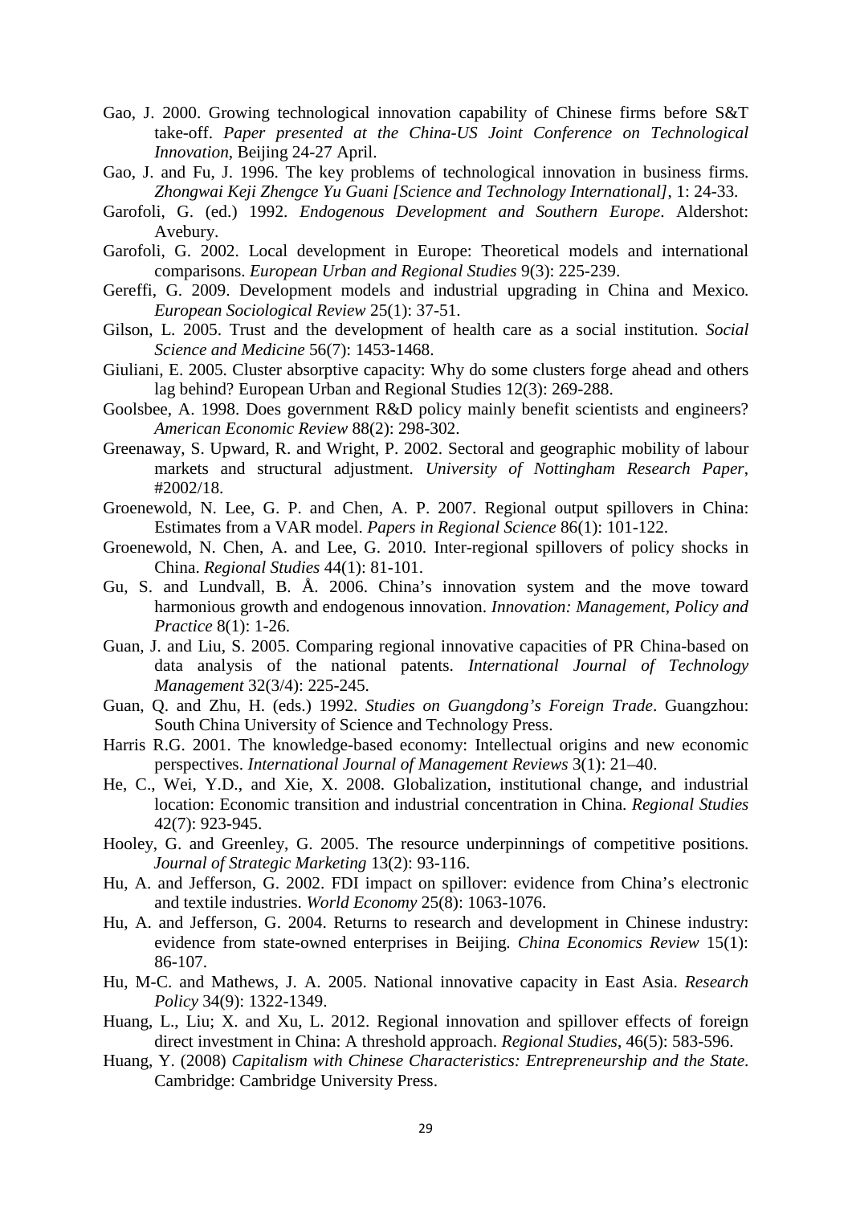Gao, J. 2000. Growing technological innovation capability of Chinese firms before S&T take-off. *Paper presented at the China-US Joint Conference on Technological Innovation*, Beijing 24-27 April.

Gao, J. and Fu, J. 1996. The key problems of technological innovation in business firms. *Zhongwai Keji Zhengce Yu Guani [Science and Technology International]*, 1: 24-33.

Garofoli, G. (ed.) 1992. *Endogenous Development and Southern Europe*. Aldershot: Avebury.

Garofoli, G. 2002. Local development in Europe: Theoretical models and international comparisons. *European Urban and Regional Studies* 9(3): 225-239.

Gereffi, G. 2009. Development models and industrial upgrading in China and Mexico. *European Sociological Review* 25(1): 37-51.

Gilson, L. 2005. Trust and the development of health care as a social institution. *Social Science and Medicine* 56(7): 1453-1468.

Giuliani, E. 2005. Cluster absorptive capacity: Why do some clusters forge ahead and others lag behind? European Urban and Regional Studies 12(3): 269-288.

Goolsbee, A. 1998. Does government R&D policy mainly benefit scientists and engineers? *American Economic Review* 88(2): 298-302.

Greenaway, S. Upward, R. and Wright, P. 2002. Sectoral and geographic mobility of labour markets and structural adjustment. *University of Nottingham Research Paper*, #2002/18.

Groenewold, N. Lee, G. P. and Chen, A. P. 2007. Regional output spillovers in China: Estimates from a VAR model. *Papers in Regional Science* 86(1): 101-122.

Groenewold, N. Chen, A. and Lee, G. 2010. Inter-regional spillovers of policy shocks in China. *Regional Studies* 44(1): 81-101.

Gu, S. and Lundvall, B. Å. 2006. China's innovation system and the move toward harmonious growth and endogenous innovation. *Innovation: Management, Policy and Practice* 8(1): 1-26.

Guan, J. and Liu, S. 2005. Comparing regional innovative capacities of PR China-based on data analysis of the national patents. *International Journal of Technology Management* 32(3/4): 225-245.

Guan, Q. and Zhu, H. (eds.) 1992. *Studies on Guangdong's Foreign Trade*. Guangzhou: South China University of Science and Technology Press.

Harris R.G. 2001. The knowledge-based economy: Intellectual origins and new economic perspectives. *International Journal of Management Reviews* 3(1): 21–40.

He, C., Wei, Y.D., and Xie, X. 2008. Globalization, institutional change, and industrial location: Economic transition and industrial concentration in China. *Regional Studies* 42(7): 923-945.

Hooley, G. and Greenley, G. 2005. The resource underpinnings of competitive positions. *Journal of Strategic Marketing* 13(2): 93-116.

Hu, A. and Jefferson, G. 2002. FDI impact on spillover: evidence from China's electronic and textile industries. *World Economy* 25(8): 1063-1076.

Hu, A. and Jefferson, G. 2004. Returns to research and development in Chinese industry: evidence from state-owned enterprises in Beijing. *China Economics Review* 15(1): 86-107.

Hu, M-C. and Mathews, J. A. 2005. National innovative capacity in East Asia. *Research Policy* 34(9): 1322-1349.

Huang, L., Liu; X. and Xu, L. 2012. Regional innovation and spillover effects of foreign direct investment in China: A threshold approach. *Regional Studies*, 46(5): 583-596.

Huang, Y. (2008) *Capitalism with Chinese Characteristics: Entrepreneurship and the State*. Cambridge: Cambridge University Press.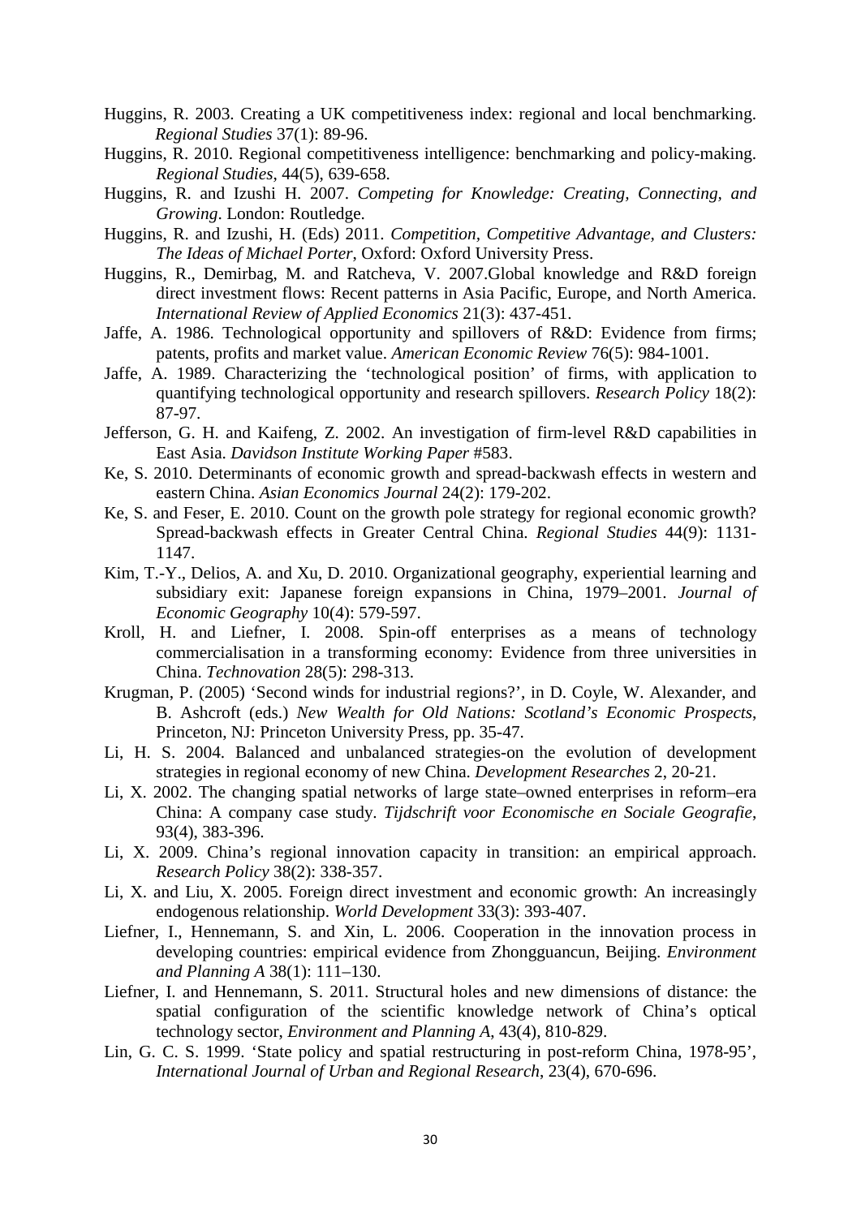Huggins, R. 2003. Creating a UK competitiveness index: regional and local benchmarking. *Regional Studies* 37(1): 89-96.

Huggins, R. 2010. Regional competitiveness intelligence: benchmarking and policy-making. *Regional Studies*, 44(5), 639-658.

Huggins, R. and Izushi H. 2007. *Competing for Knowledge: Creating, Connecting, and Growing*. London: Routledge.

Huggins, R. and Izushi, H. (Eds) 2011. *Competition, Competitive Advantage, and Clusters: The Ideas of Michael Porter*, Oxford: Oxford University Press.

Huggins, R., Demirbag, M. and Ratcheva, V. 2007.Global knowledge and R&D foreign direct investment flows: Recent patterns in Asia Pacific, Europe, and North America. *International Review of Applied Economics* 21(3): 437-451.

Jaffe, A. 1986. Technological opportunity and spillovers of R&D: Evidence from firms; patents, profits and market value. *American Economic Review* 76(5): 984-1001.

Jaffe, A. 1989. Characterizing the 'technological position' of firms, with application to quantifying technological opportunity and research spillovers. *Research Policy* 18(2): 87-97.

Jefferson, G. H. and Kaifeng, Z. 2002. An investigation of firm-level R&D capabilities in East Asia. *Davidson Institute Working Paper* #583.

Ke, S. 2010. Determinants of economic growth and spread-backwash effects in western and eastern China. *Asian Economics Journal* 24(2): 179-202.

Ke, S. and Feser, E. 2010. Count on the growth pole strategy for regional economic growth? Spread-backwash effects in Greater Central China. *Regional Studies* 44(9): 1131-1147.

Kim, T.-Y., Delios, A. and Xu, D. 2010. Organizational geography, experiential learning and subsidiary exit: Japanese foreign expansions in China, 1979–2001. *Journal of Economic Geography* 10(4): 579-597.

Kroll, H. and Liefner, I. 2008. Spin-off enterprises as a means of technology commercialisation in a transforming economy: Evidence from three universities in China. *Technovation* 28(5): 298-313.

Krugman, P. (2005) 'Second winds for industrial regions?', in D. Coyle, W. Alexander, and B. Ashcroft (eds.) *New Wealth for Old Nations: Scotland's Economic Prospects*, Princeton, NJ: Princeton University Press, pp. 35-47.

Li, H. S. 2004. Balanced and unbalanced strategies-on the evolution of development strategies in regional economy of new China. *Development Researches* 2, 20-21.

Li, X. 2002. The changing spatial networks of large state–owned enterprises in reform–era China: A company case study. *Tijdschrift voor Economische en Sociale Geografie*, 93(4), 383-396.

Li, X. 2009. China's regional innovation capacity in transition: an empirical approach. *Research Policy* 38(2): 338-357.

Li, X. and Liu, X. 2005. Foreign direct investment and economic growth: An increasingly endogenous relationship. *World Development* 33(3): 393-407.

Liefner, I., Hennemann, S. and Xin, L. 2006. Cooperation in the innovation process in developing countries: empirical evidence from Zhongguancun, Beijing. *Environment and Planning A* 38(1): 111–130.

Liefner, I. and Hennemann, S. 2011. Structural holes and new dimensions of distance: the spatial configuration of the scientific knowledge network of China's optical technology sector, *Environment and Planning A*, 43(4), 810-829.

Lin, G. C. S. 1999. 'State policy and spatial restructuring in post-reform China, 1978-95', *International Journal of Urban and Regional Research*, 23(4), 670-696.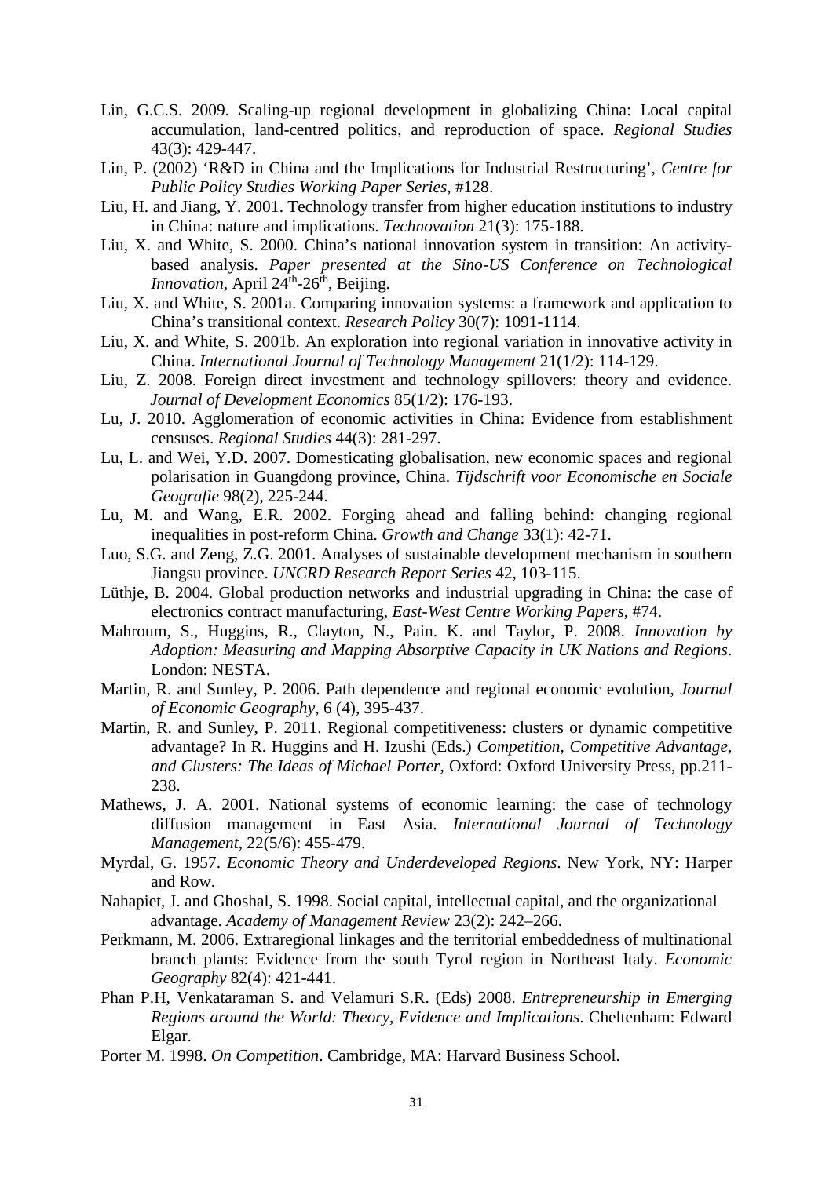Lin, G.C.S. 2009. Scaling-up regional development in globalizing China: Local capital accumulation, land-centred politics, and reproduction of space. *Regional Studies* 43(3): 429-447.

Lin, P. (2002) 'R&D in China and the Implications for Industrial Restructuring', *Centre for Public Policy Studies Working Paper Series*, #128.

Liu, H. and Jiang, Y. 2001. Technology transfer from higher education institutions to industry in China: nature and implications. *Technovation* 21(3): 175-188.

Liu, X. and White, S. 2000. China's national innovation system in transition: An activity-based analysis. *Paper presented at the Sino-US Conference on Technological Innovation*, April 24th-26th, Beijing.

Liu, X. and White, S. 2001a. Comparing innovation systems: a framework and application to China's transitional context. *Research Policy* 30(7): 1091-1114.

Liu, X. and White, S. 2001b. An exploration into regional variation in innovative activity in China. *International Journal of Technology Management* 21(1/2): 114-129.

Liu, Z. 2008. Foreign direct investment and technology spillovers: theory and evidence. *Journal of Development Economics* 85(1/2): 176-193.

Lu, J. 2010. Agglomeration of economic activities in China: Evidence from establishment censuses. *Regional Studies* 44(3): 281-297.

Lu, L. and Wei, Y.D. 2007. Domesticating globalisation, new economic spaces and regional polarisation in Guangdong province, China. *Tijdschrift voor Economische en Sociale Geografie* 98(2), 225-244.

Lu, M. and Wang, E.R. 2002. Forging ahead and falling behind: changing regional inequalities in post-reform China. *Growth and Change* 33(1): 42-71.

Luo, S.G. and Zeng, Z.G. 2001. Analyses of sustainable development mechanism in southern Jiangsu province. *UNCRD Research Report Series* 42, 103-115.

Lüthje, B. 2004. Global production networks and industrial upgrading in China: the case of electronics contract manufacturing, *East-West Centre Working Papers*, #74.

Mahroum, S., Huggins, R., Clayton, N., Pain. K. and Taylor, P. 2008. *Innovation by Adoption: Measuring and Mapping Absorptive Capacity in UK Nations and Regions*. London: NESTA.

Martin, R. and Sunley, P. 2006. Path dependence and regional economic evolution, *Journal of Economic Geography*, 6 (4), 395-437.

Martin, R. and Sunley, P. 2011. Regional competitiveness: clusters or dynamic competitive advantage? In R. Huggins and H. Izushi (Eds.) *Competition, Competitive Advantage, and Clusters: The Ideas of Michael Porter*, Oxford: Oxford University Press, pp.211-238.

Mathews, J. A. 2001. National systems of economic learning: the case of technology diffusion management in East Asia. *International Journal of Technology Management*, 22(5/6): 455-479.

Myrdal, G. 1957. *Economic Theory and Underdeveloped Regions*. New York, NY: Harper and Row.

Nahapiet, J. and Ghoshal, S. 1998. Social capital, intellectual capital, and the organizational advantage. *Academy of Management Review* 23(2): 242–266.

Perkmann, M. 2006. Extraregional linkages and the territorial embeddedness of multinational branch plants: Evidence from the south Tyrol region in Northeast Italy. *Economic Geography* 82(4): 421-441.

Phan P.H, Venkataraman S. and Velamuri S.R. (Eds) 2008. *Entrepreneurship in Emerging Regions around the World: Theory, Evidence and Implications*. Cheltenham: Edward Elgar.

Porter M. 1998. *On Competition*. Cambridge, MA: Harvard Business School.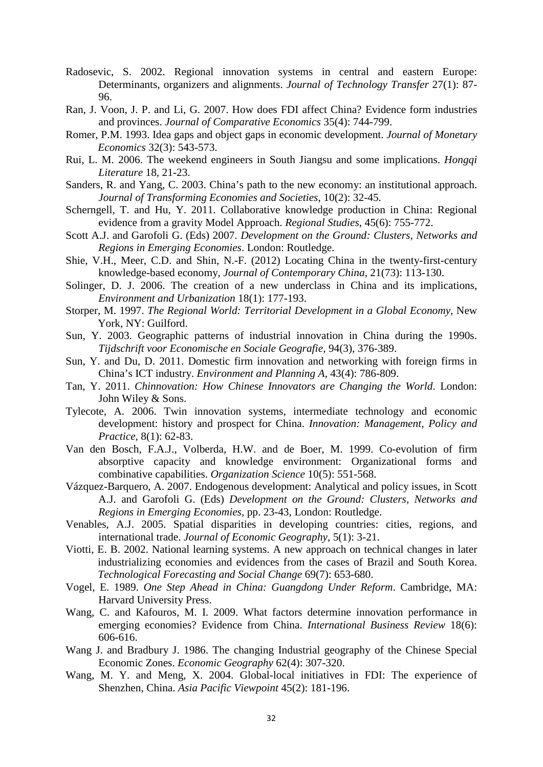Radosevic, S. 2002. Regional innovation systems in central and eastern Europe: Determinants, organizers and alignments. *Journal of Technology Transfer* 27(1): 87-96.

Ran, J. Voon, J. P. and Li, G. 2007. How does FDI affect China? Evidence form industries and provinces. *Journal of Comparative Economics* 35(4): 744-799.

Romer, P.M. 1993. Idea gaps and object gaps in economic development. *Journal of Monetary Economics* 32(3): 543-573.

Rui, L. M. 2006. The weekend engineers in South Jiangsu and some implications. *Hongqi Literature* 18, 21-23.

Sanders, R. and Yang, C. 2003. China's path to the new economy: an institutional approach. *Journal of Transforming Economies and Societies*, 10(2): 32-45.

Scherngell, T. and Hu, Y. 2011. Collaborative knowledge production in China: Regional evidence from a gravity Model Approach. *Regional Studies*, 45(6): 755-772.

Scott A.J. and Garofoli G. (Eds) 2007. *Development on the Ground: Clusters, Networks and Regions in Emerging Economies*. London: Routledge.

Shie, V.H., Meer, C.D. and Shin, N.-F. (2012) Locating China in the twenty-first-century knowledge-based economy, *Journal of Contemporary China*, 21(73): 113-130.

Solinger, D. J. 2006. The creation of a new underclass in China and its implications, *Environment and Urbanization* 18(1): 177-193.

Storper, M. 1997. *The Regional World: Territorial Development in a Global Economy*, New York, NY: Guilford.

Sun, Y. 2003. Geographic patterns of industrial innovation in China during the 1990s. *Tijdschrift voor Economische en Sociale Geografie*, 94(3), 376-389.

Sun, Y. and Du, D. 2011. Domestic firm innovation and networking with foreign firms in China's ICT industry. *Environment and Planning A*, 43(4): 786-809.

Tan, Y. 2011. *Chinnovation: How Chinese Innovators are Changing the World*. London: John Wiley & Sons.

Tylecote, A. 2006. Twin innovation systems, intermediate technology and economic development: history and prospect for China. *Innovation: Management, Policy and Practice*, 8(1): 62-83.

Van den Bosch, F.A.J., Volberda, H.W. and de Boer, M. 1999. Co-evolution of firm absorptive capacity and knowledge environment: Organizational forms and combinative capabilities. *Organization Science* 10(5): 551-568.

Vázquez-Barquero, A. 2007. Endogenous development: Analytical and policy issues, in Scott A.J. and Garofoli G. (Eds) *Development on the Ground: Clusters, Networks and Regions in Emerging Economies*, pp. 23-43, London: Routledge.

Venables, A.J. 2005. Spatial disparities in developing countries: cities, regions, and international trade. *Journal of Economic Geography*, 5(1): 3-21.

Viotti, E. B. 2002. National learning systems. A new approach on technical changes in later industrializing economies and evidences from the cases of Brazil and South Korea. *Technological Forecasting and Social Change* 69(7): 653-680.

Vogel, E. 1989. *One Step Ahead in China: Guangdong Under Reform*. Cambridge, MA: Harvard University Press.

Wang, C. and Kafouros, M. I. 2009. What factors determine innovation performance in emerging economies? Evidence from China. *International Business Review* 18(6): 606-616.

Wang J. and Bradbury J. 1986. The changing Industrial geography of the Chinese Special Economic Zones. *Economic Geography* 62(4): 307-320.

Wang, M. Y. and Meng, X. 2004. Global-local initiatives in FDI: The experience of Shenzhen, China. *Asia Pacific Viewpoint* 45(2): 181-196.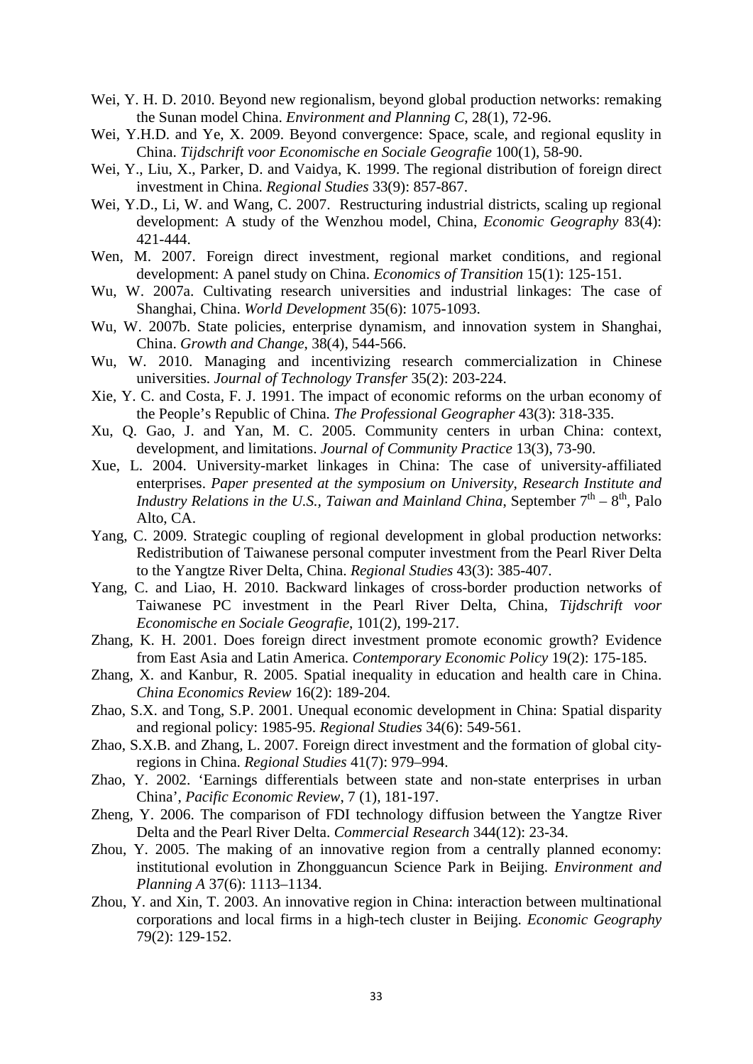Wei, Y. H. D. 2010. Beyond new regionalism, beyond global production networks: remaking the Sunan model China. *Environment and Planning C*, 28(1), 72-96.

Wei, Y.H.D. and Ye, X. 2009. Beyond convergence: Space, scale, and regional equslity in China. *Tijdschrift voor Economische en Sociale Geografie* 100(1), 58-90.

Wei, Y., Liu, X., Parker, D. and Vaidya, K. 1999. The regional distribution of foreign direct investment in China. *Regional Studies* 33(9): 857-867.

Wei, Y.D., Li, W. and Wang, C. 2007. Restructuring industrial districts, scaling up regional development: A study of the Wenzhou model, China, *Economic Geography* 83(4): 421-444.

Wen, M. 2007. Foreign direct investment, regional market conditions, and regional development: A panel study on China. *Economics of Transition* 15(1): 125-151.

Wu, W. 2007a. Cultivating research universities and industrial linkages: The case of Shanghai, China. *World Development* 35(6): 1075-1093.

Wu, W. 2007b. State policies, enterprise dynamism, and innovation system in Shanghai, China. *Growth and Change*, 38(4), 544-566.

Wu, W. 2010. Managing and incentivizing research commercialization in Chinese universities. *Journal of Technology Transfer* 35(2): 203-224.

Xie, Y. C. and Costa, F. J. 1991. The impact of economic reforms on the urban economy of the People's Republic of China. *The Professional Geographer* 43(3): 318-335.

Xu, Q. Gao, J. and Yan, M. C. 2005. Community centers in urban China: context, development, and limitations. *Journal of Community Practice* 13(3), 73-90.

Xue, L. 2004. University-market linkages in China: The case of university-affiliated enterprises. *Paper presented at the symposium on University, Research Institute and Industry Relations in the U.S., Taiwan and Mainland China*, September 7th – 8th, Palo Alto, CA.

Yang, C. 2009. Strategic coupling of regional development in global production networks: Redistribution of Taiwanese personal computer investment from the Pearl River Delta to the Yangtze River Delta, China. *Regional Studies* 43(3): 385-407.

Yang, C. and Liao, H. 2010. Backward linkages of cross-border production networks of Taiwanese PC investment in the Pearl River Delta, China, *Tijdschrift voor Economische en Sociale Geografie*, 101(2), 199-217.

Zhang, K. H. 2001. Does foreign direct investment promote economic growth? Evidence from East Asia and Latin America. *Contemporary Economic Policy* 19(2): 175-185.

Zhang, X. and Kanbur, R. 2005. Spatial inequality in education and health care in China. *China Economics Review* 16(2): 189-204.

Zhao, S.X. and Tong, S.P. 2001. Unequal economic development in China: Spatial disparity and regional policy: 1985-95. *Regional Studies* 34(6): 549-561.

Zhao, S.X.B. and Zhang, L. 2007. Foreign direct investment and the formation of global city-regions in China. *Regional Studies* 41(7): 979–994.

Zhao, Y. 2002. 'Earnings differentials between state and non-state enterprises in urban China', *Pacific Economic Review*, 7 (1), 181-197.

Zheng, Y. 2006. The comparison of FDI technology diffusion between the Yangtze River Delta and the Pearl River Delta. *Commercial Research* 344(12): 23-34.

Zhou, Y. 2005. The making of an innovative region from a centrally planned economy: institutional evolution in Zhongguancun Science Park in Beijing. *Environment and Planning A* 37(6): 1113–1134.

Zhou, Y. and Xin, T. 2003. An innovative region in China: interaction between multinational corporations and local firms in a high-tech cluster in Beijing. *Economic Geography* 79(2): 129-152.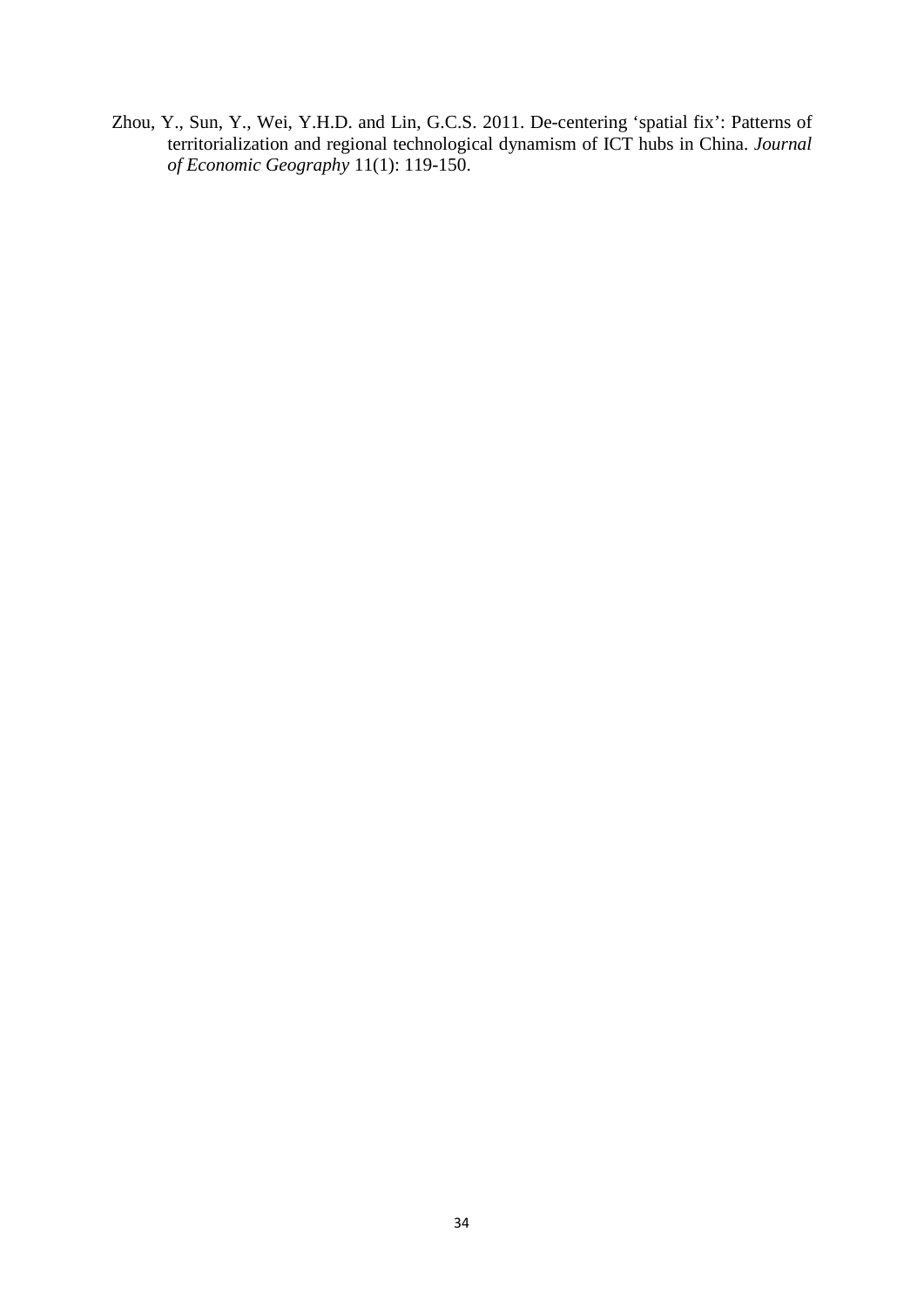Zhou, Y., Sun, Y., Wei, Y.H.D. and Lin, G.C.S. 2011. De-centering 'spatial fix': Patterns of territorialization and regional technological dynamism of ICT hubs in China. *Journal of Economic Geography* 11(1): 119-150.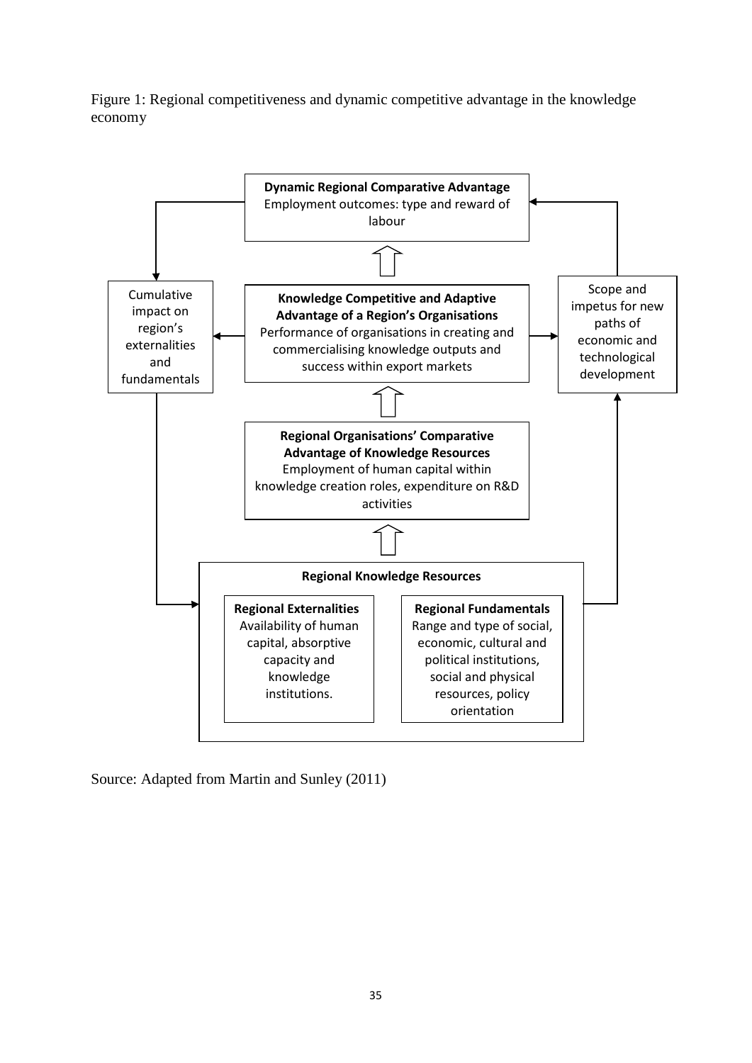Figure 1: Regional competitiveness and dynamic competitive advantage in the knowledge economy

**Dynamic Regional Comparative Advantage**
Employment outcomes: type and reward of labour

Cumulative impact on region's externalities and fundamentals

**Knowledge Competitive and Adaptive Advantage of a Region's Organisations**
Performance of organisations in creating and commercialising knowledge outputs and success within export markets

Scope and impetus for new paths of economic and technological development

**Regional Organisations' Comparative Advantage of Knowledge Resources**
Employment of human capital within knowledge creation roles, expenditure on R&D activities

**Regional Knowledge Resources**

**Regional Externalities**
Availability of human capital, absorptive capacity and knowledge institutions.

**Regional Fundamentals**
Range and type of social, economic, cultural and political institutions, social and physical resources, policy orientation

Source: Adapted from Martin and Sunley (2011)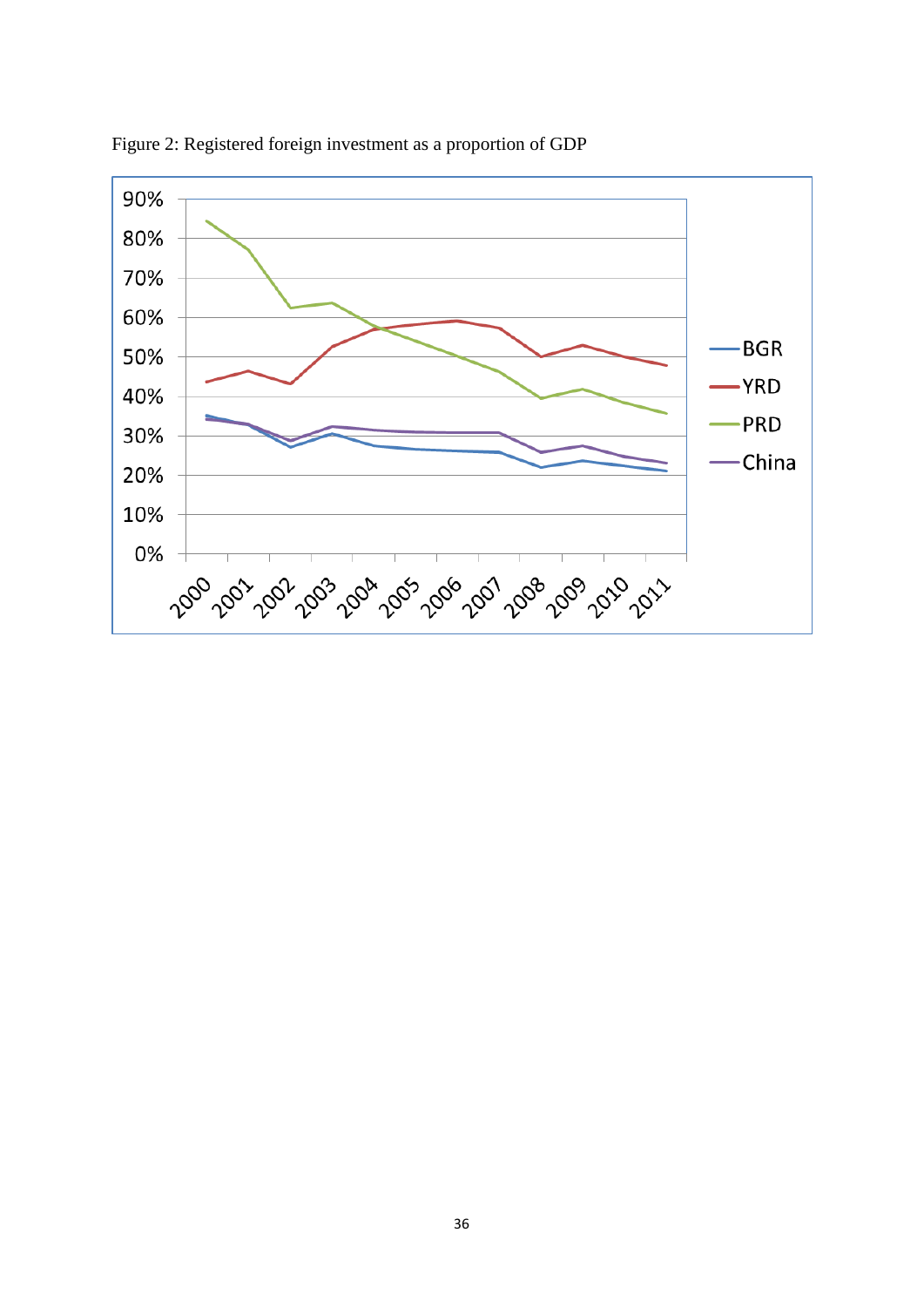Figure 2: Registered foreign investment as a proportion of GDP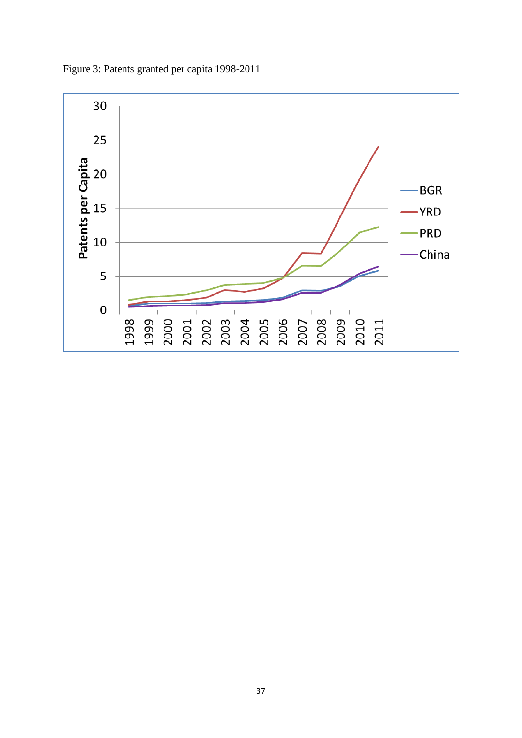Figure 3: Patents granted per capita 1998-2011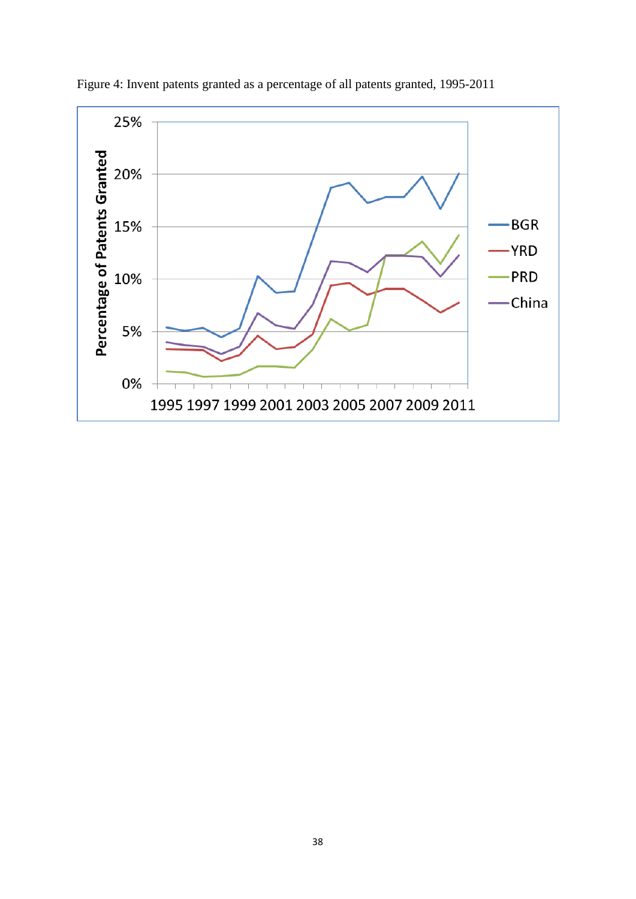Figure 4: Invent patents granted as a percentage of all patents granted, 1995-2011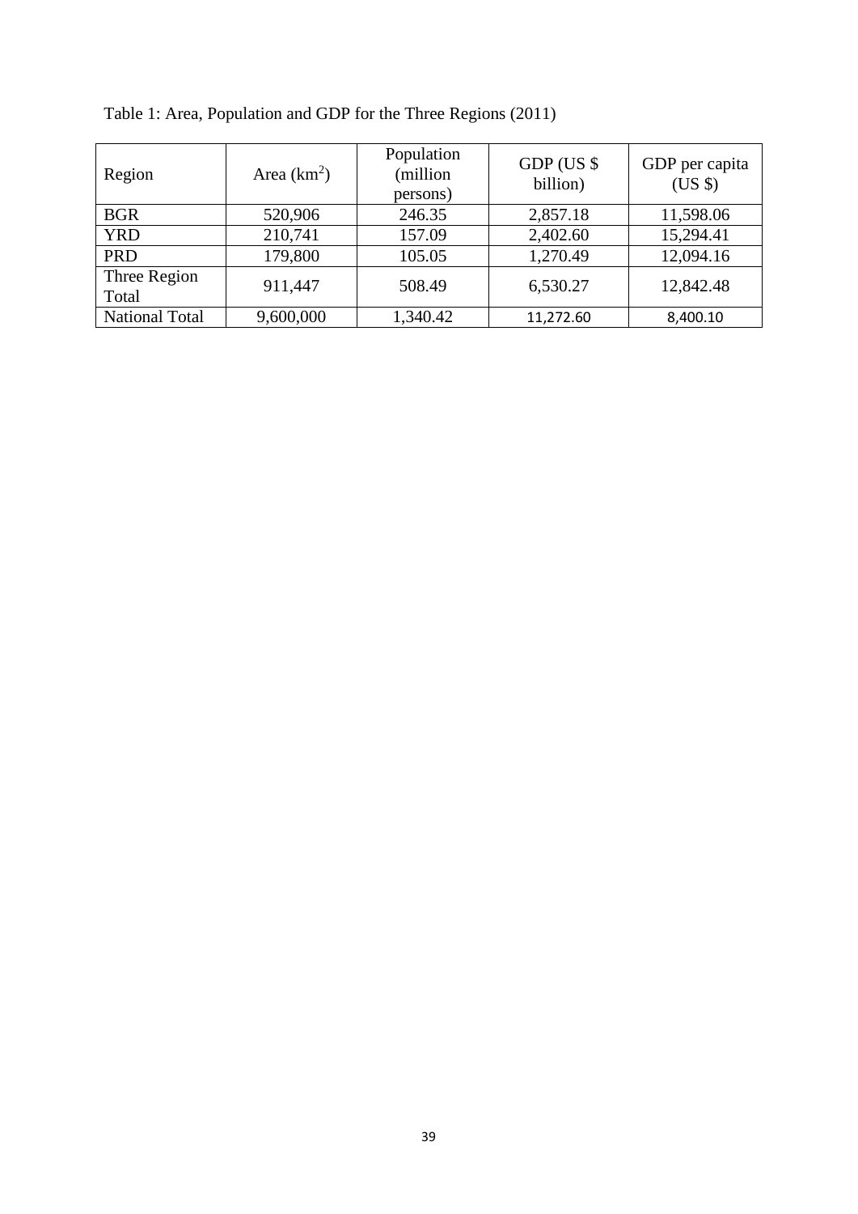Table 1: Area, Population and GDP for the Three Regions (2011)

| Region | Area ($km^2$) | Population (million persons) | GDP (US $ billion) | GDP per capita (US $) |
|---|---|---|---|---|
| BGR | 520,906 | 246.35 | 2,857.18 | 11,598.06 |
| YRD | 210,741 | 157.09 | 2,402.60 | 15,294.41 |
| PRD | 179,800 | 105.05 | 1,270.49 | 12,094.16 |
| Three Region Total | 911,447 | 508.49 | 6,530.27 | 12,842.48 |
| National Total | 9,600,000 | 1,340.42 | 11,272.60 | 8,400.10 |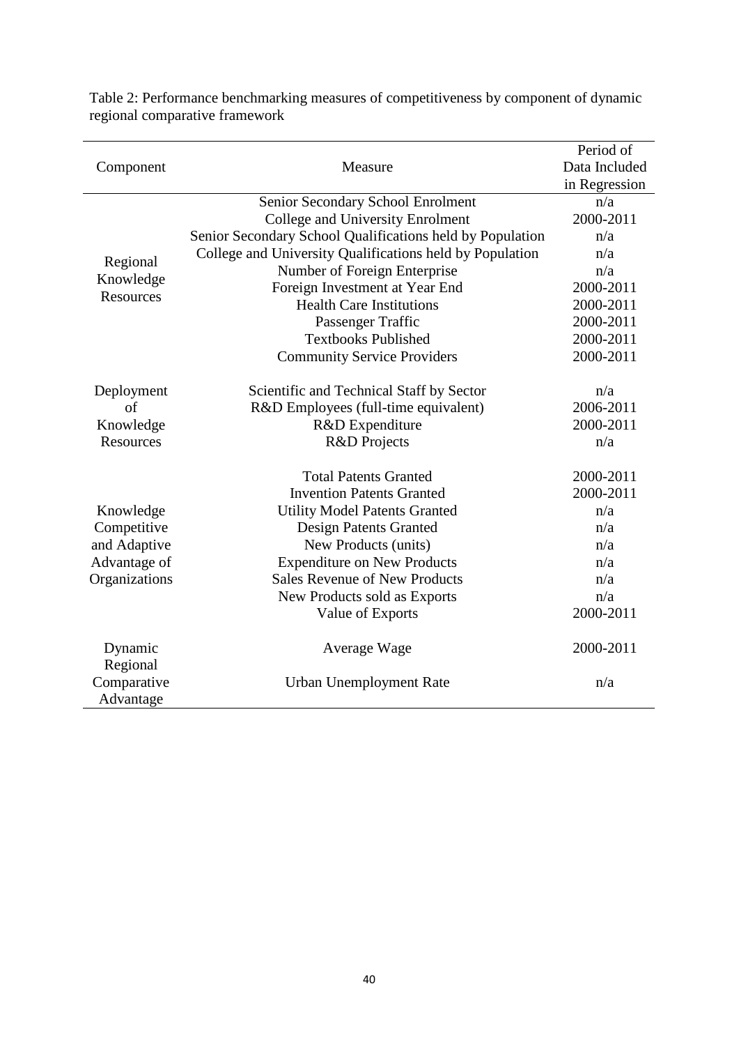Table 2: Performance benchmarking measures of competitiveness by component of dynamic regional comparative framework

| Component | Measure | Period of Data Included in Regression |
|---|---|---|
| Regional Knowledge Resources | Senior Secondary School Enrolment | n/a |
| | College and University Enrolment | 2000-2011 |
| | Senior Secondary School Qualifications held by Population | n/a |
| | College and University Qualifications held by Population | n/a |
| | Number of Foreign Enterprise | n/a |
| | Foreign Investment at Year End | 2000-2011 |
| | Health Care Institutions | 2000-2011 |
| | Passenger Traffic | 2000-2011 |
| | Textbooks Published | 2000-2011 |
| | Community Service Providers | 2000-2011 |
| Deployment of Knowledge Resources | Scientific and Technical Staff by Sector | n/a |
| | R&D Employees (full-time equivalent) | 2006-2011 |
| | R&D Expenditure | 2000-2011 |
| | R&D Projects | n/a |
| Knowledge Competitive and Adaptive Advantage of Organizations | Total Patents Granted | 2000-2011 |
| | Invention Patents Granted | 2000-2011 |
| | Utility Model Patents Granted | n/a |
| | Design Patents Granted | n/a |
| | New Products (units) | n/a |
| | Expenditure on New Products | n/a |
| | Sales Revenue of New Products | n/a |
| | New Products sold as Exports | n/a |
| | Value of Exports | 2000-2011 |
| Dynamic Regional Comparative Advantage | Average Wage | 2000-2011 |
| | Urban Unemployment Rate | n/a |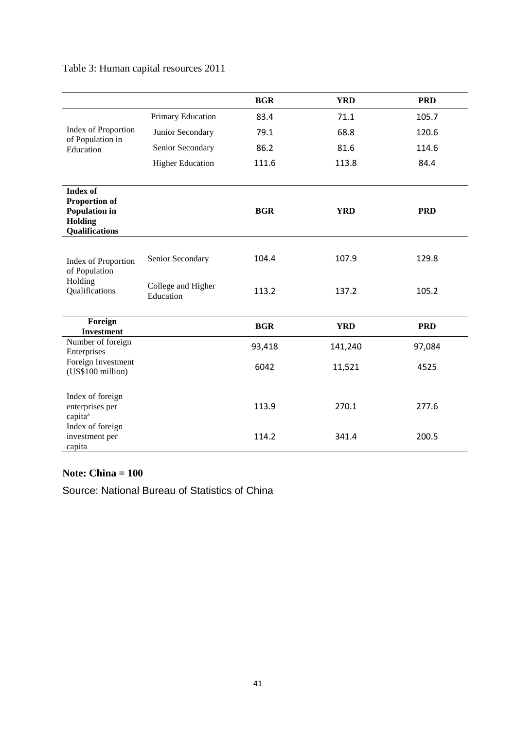Table 3: Human capital resources 2011

| | | BGR | YRD | PRD |
|---|---|---|---|---|
| Index of Proportion of Population in Education | Primary Education | 83.4 | 71.1 | 105.7 |
| | Junior Secondary | 79.1 | 68.8 | 120.6 |
| | Senior Secondary | 86.2 | 81.6 | 114.6 |
| | Higher Education | 111.6 | 113.8 | 84.4 |
| **Index of Proportion of Population in Holding Qualifications** | | **BGR** | **YRD** | **PRD** |
| Index of Proportion of Population Holding Qualifications | Senior Secondary | 104.4 | 107.9 | 129.8 |
| | College and Higher Education | 113.2 | 137.2 | 105.2 |
| **Foreign Investment** | | **BGR** | **YRD** | **PRD** |
| Number of foreign Enterprises | | 93,418 | 141,240 | 97,084 |
| Foreign Investment (US$100 million) | | 6042 | 11,521 | 4525 |
| Index of foreign enterprises per capita[a] | | 113.9 | 270.1 | 277.6 |
| Index of foreign investment per capita | | 114.2 | 341.4 | 200.5 |

**Note: China = 100**

Source: National Bureau of Statistics of China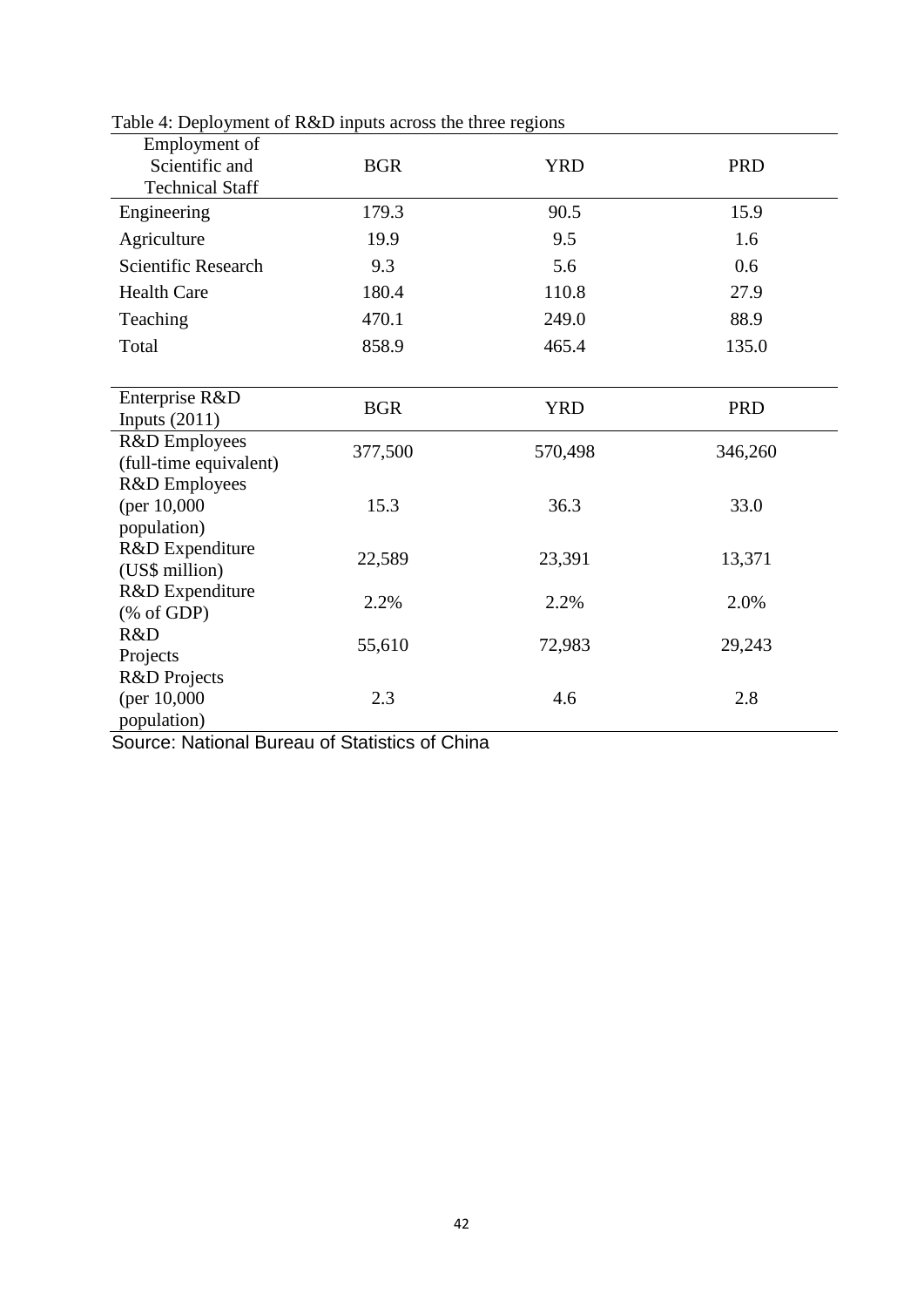Table 4: Deployment of R&D inputs across the three regions

| Employment of Scientific and Technical Staff | BGR | YRD | PRD |
|---|---|---|---|
| Engineering | 179.3 | 90.5 | 15.9 |
| Agriculture | 19.9 | 9.5 | 1.6 |
| Scientific Research | 9.3 | 5.6 | 0.6 |
| Health Care | 180.4 | 110.8 | 27.9 |
| Teaching | 470.1 | 249.0 | 88.9 |
| Total | 858.9 | 465.4 | 135.0 |

| Enterprise R&D Inputs (2011) | BGR | YRD | PRD |
|---|---|---|---|
| R&D Employees (full-time equivalent) | 377,500 | 570,498 | 346,260 |
| R&D Employees (per 10,000 population) | 15.3 | 36.3 | 33.0 |
| R&D Expenditure (US$ million) | 22,589 | 23,391 | 13,371 |
| R&D Expenditure (% of GDP) | 2.2% | 2.2% | 2.0% |
| R&D Projects | 55,610 | 72,983 | 29,243 |
| R&D Projects (per 10,000 population) | 2.3 | 4.6 | 2.8 |

Source: National Bureau of Statistics of China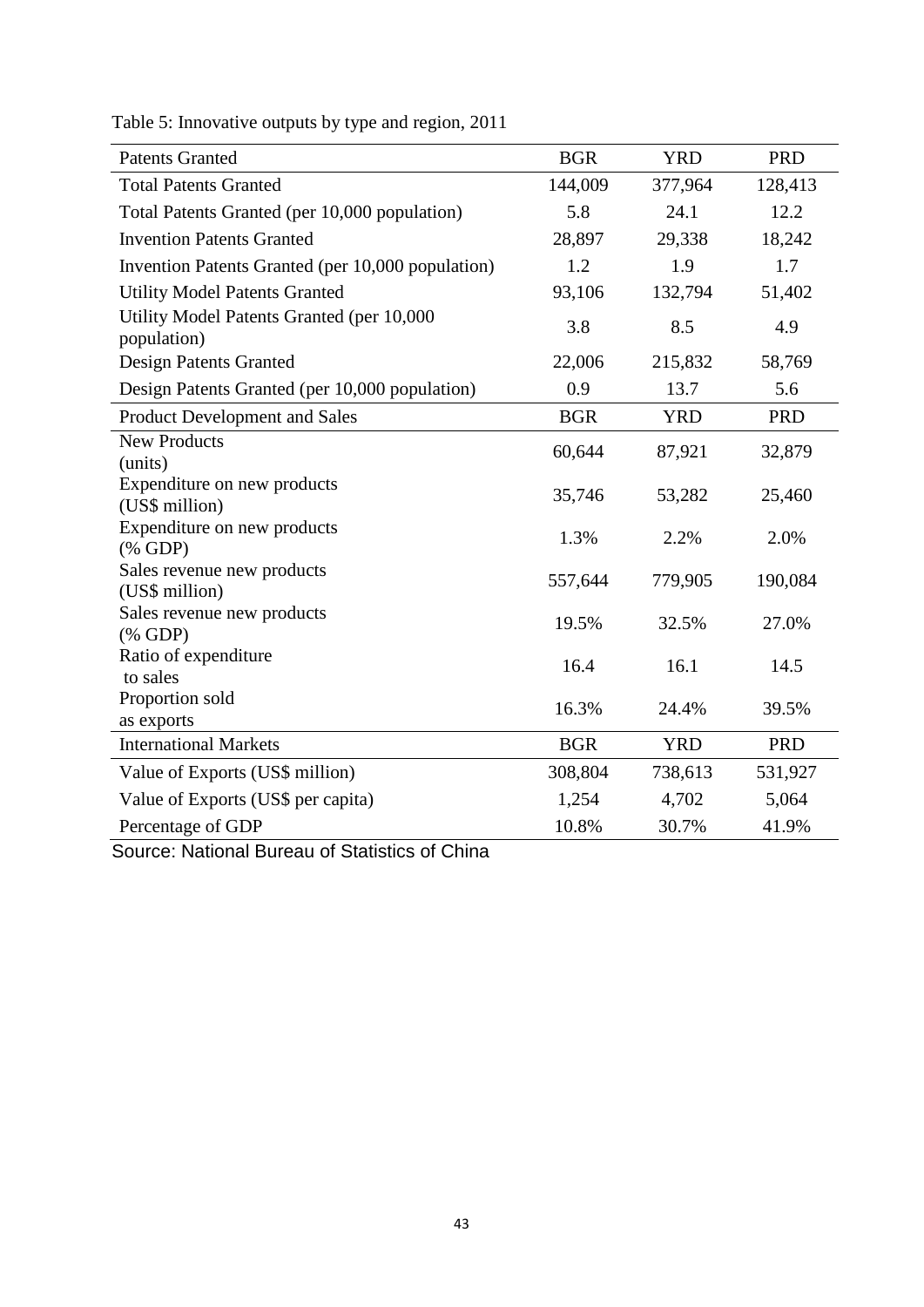Table 5: Innovative outputs by type and region, 2011

| Patents Granted | BGR | YRD | PRD |
|---|---|---|---|
| Total Patents Granted | 144,009 | 377,964 | 128,413 |
| Total Patents Granted (per 10,000 population) | 5.8 | 24.1 | 12.2 |
| Invention Patents Granted | 28,897 | 29,338 | 18,242 |
| Invention Patents Granted (per 10,000 population) | 1.2 | 1.9 | 1.7 |
| Utility Model Patents Granted | 93,106 | 132,794 | 51,402 |
| Utility Model Patents Granted (per 10,000 population) | 3.8 | 8.5 | 4.9 |
| Design Patents Granted | 22,006 | 215,832 | 58,769 |
| Design Patents Granted (per 10,000 population) | 0.9 | 13.7 | 5.6 |
| **Product Development and Sales** | **BGR** | **YRD** | **PRD** |
| New Products (units) | 60,644 | 87,921 | 32,879 |
| Expenditure on new products (US$ million) | 35,746 | 53,282 | 25,460 |
| Expenditure on new products (% GDP) | 1.3% | 2.2% | 2.0% |
| Sales revenue new products (US$ million) | 557,644 | 779,905 | 190,084 |
| Sales revenue new products (% GDP) | 19.5% | 32.5% | 27.0% |
| Ratio of expenditure to sales | 16.4 | 16.1 | 14.5 |
| Proportion sold as exports | 16.3% | 24.4% | 39.5% |
| **International Markets** | **BGR** | **YRD** | **PRD** |
| Value of Exports (US$ million) | 308,804 | 738,613 | 531,927 |
| Value of Exports (US$ per capita) | 1,254 | 4,702 | 5,064 |
| Percentage of GDP | 10.8% | 30.7% | 41.9% |

Source: National Bureau of Statistics of China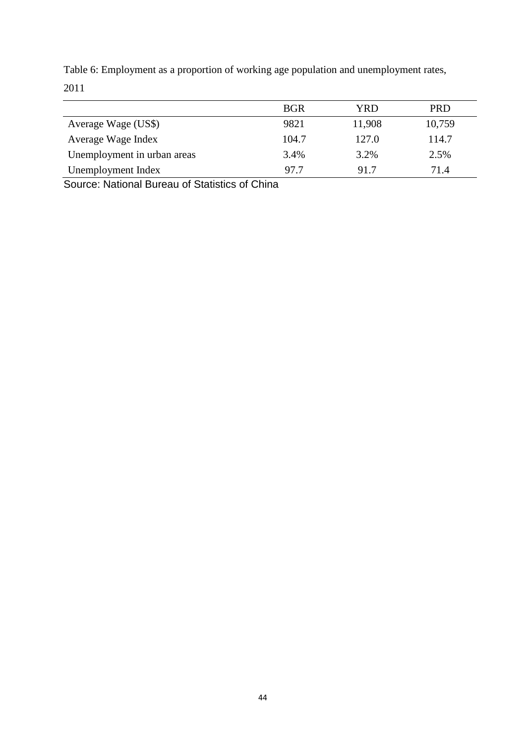Table 6: Employment as a proportion of working age population and unemployment rates, 2011

| | BGR | YRD | PRD |
|---|---|---|---|
| Average Wage (US$) | 9821 | 11,908 | 10,759 |
| Average Wage Index | 104.7 | 127.0 | 114.7 |
| Unemployment in urban areas | 3.4% | 3.2% | 2.5% |
| Unemployment Index | 97.7 | 91.7 | 71.4 |

Source: National Bureau of Statistics of China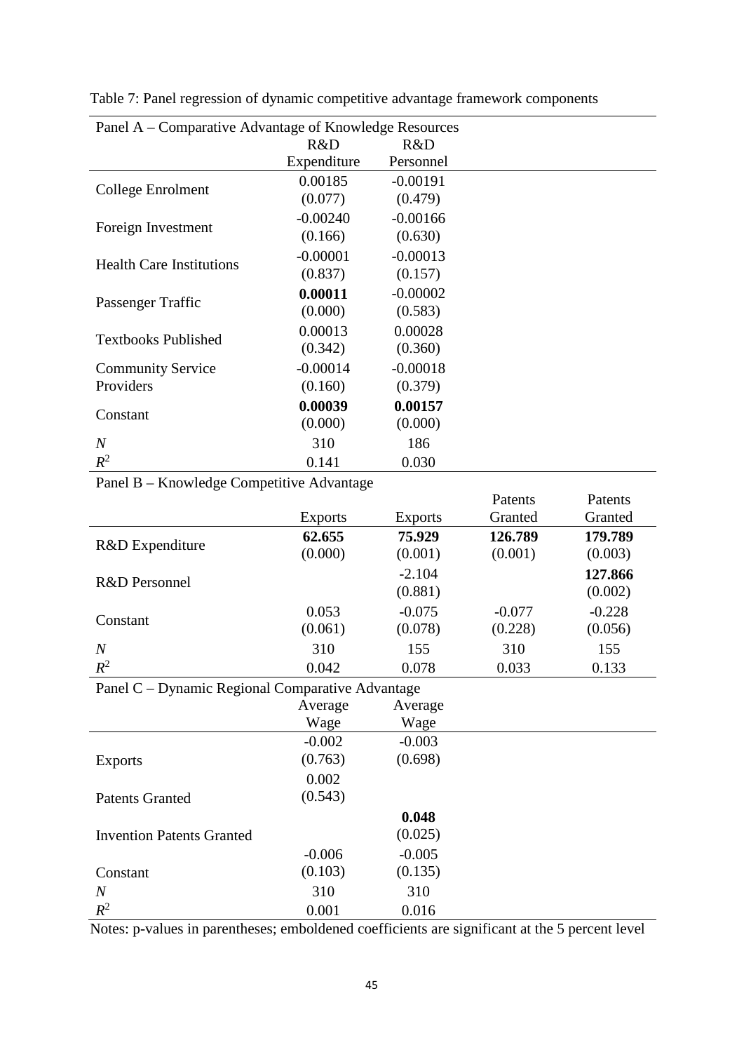Table 7: Panel regression of dynamic competitive advantage framework components

| Panel A – Comparative Advantage of Knowledge Resources | | |
|---|---|---|
| | R&D Expenditure | R&D Personnel |
| College Enrolment | 0.00185 | -0.00191 |
| | (0.077) | (0.479) |
| Foreign Investment | -0.00240 | -0.00166 |
| | (0.166) | (0.630) |
| Health Care Institutions | -0.00001 | -0.00013 |
| | (0.837) | (0.157) |
| Passenger Traffic | **0.00011** | -0.00002 |
| | (0.000) | (0.583) |
| Textbooks Published | 0.00013 | 0.00028 |
| | (0.342) | (0.360) |
| Community Service Providers | -0.00014 | -0.00018 |
| | (0.160) | (0.379) |
| Constant | **0.00039** | **0.00157** |
| | (0.000) | (0.000) |
| *N* | 310 | 186 |
| $R^2$ | 0.141 | 0.030 |

| Panel B – Knowledge Competitive Advantage | | | | |
|---|---|---|---|---|
| | Exports | Exports | Patents Granted | Patents Granted |
| R&D Expenditure | **62.655** | **75.929** | **126.789** | **179.789** |
| | (0.000) | (0.001) | (0.001) | (0.003) |
| R&D Personnel | | -2.104 | | **127.866** |
| | | (0.881) | | (0.002) |
| Constant | 0.053 | -0.075 | -0.077 | -0.228 |
| | (0.061) | (0.078) | (0.228) | (0.056) |
| *N* | 310 | 155 | 310 | 155 |
| $R^2$ | 0.042 | 0.078 | 0.033 | 0.133 |

| Panel C – Dynamic Regional Comparative Advantage | | |
|---|---|---|
| | Average Wage | Average Wage |
| Exports | -0.002 | -0.003 |
| | (0.763) | (0.698) |
| Patents Granted | 0.002 | |
| | (0.543) | |
| Invention Patents Granted | | **0.048** |
| | | (0.025) |
| Constant | -0.006 | -0.005 |
| | (0.103) | (0.135) |
| *N* | 310 | 310 |
| $R^2$ | 0.001 | 0.016 |

Notes: p-values in parentheses; emboldened coefficients are significant at the 5 percent level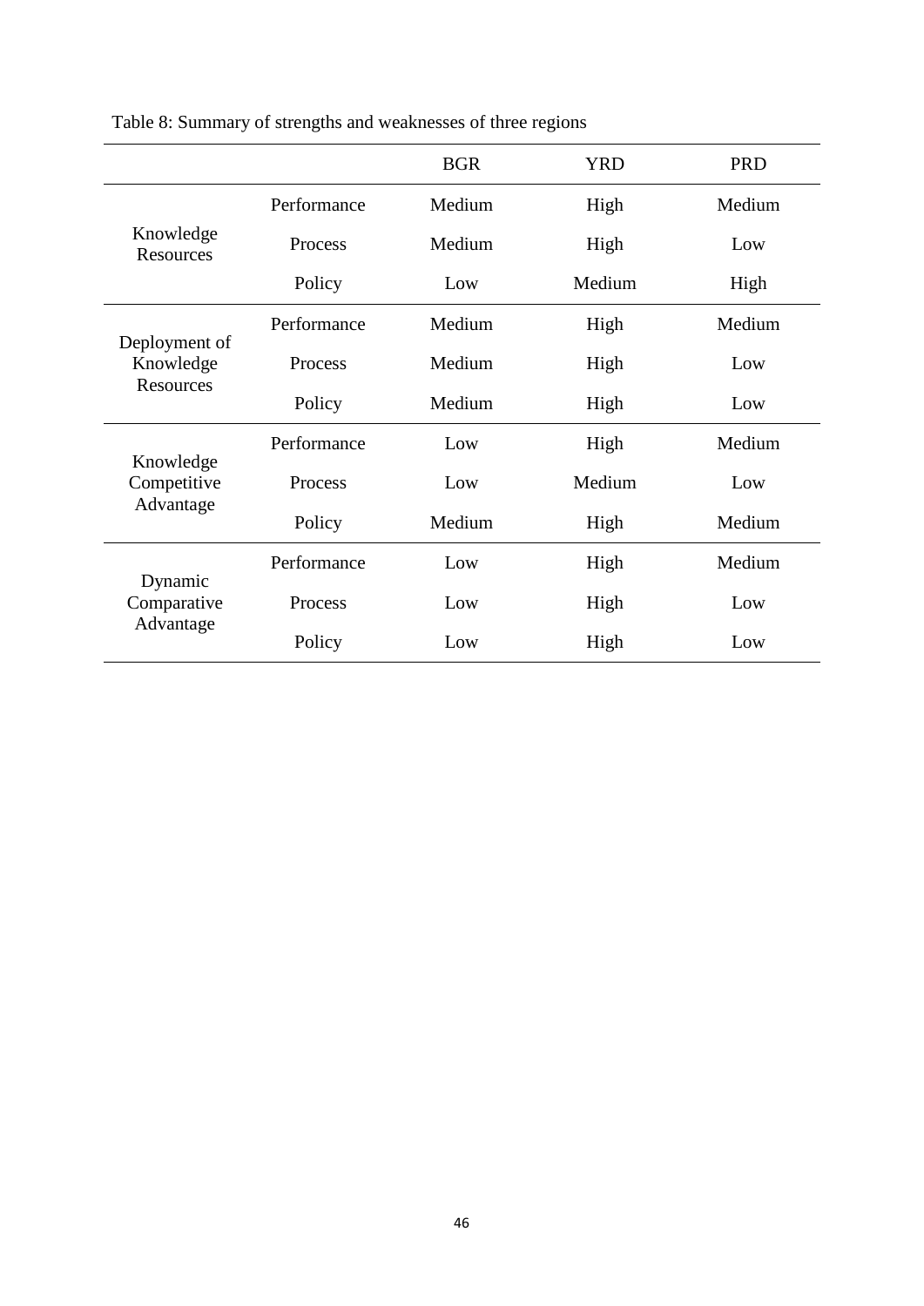Table 8: Summary of strengths and weaknesses of three regions

| | | BGR | YRD | PRD |
|---|---|---|---|---|
| Knowledge Resources | Performance | Medium | High | Medium |
| | Process | Medium | High | Low |
| | Policy | Low | Medium | High |
| Deployment of Knowledge Resources | Performance | Medium | High | Medium |
| | Process | Medium | High | Low |
| | Policy | Medium | High | Low |
| Knowledge Competitive Advantage | Performance | Low | High | Medium |
| | Process | Low | Medium | Low |
| | Policy | Medium | High | Medium |
| Dynamic Comparative Advantage | Performance | Low | High | Medium |
| | Process | Low | High | Low |
| | Policy | Low | High | Low |